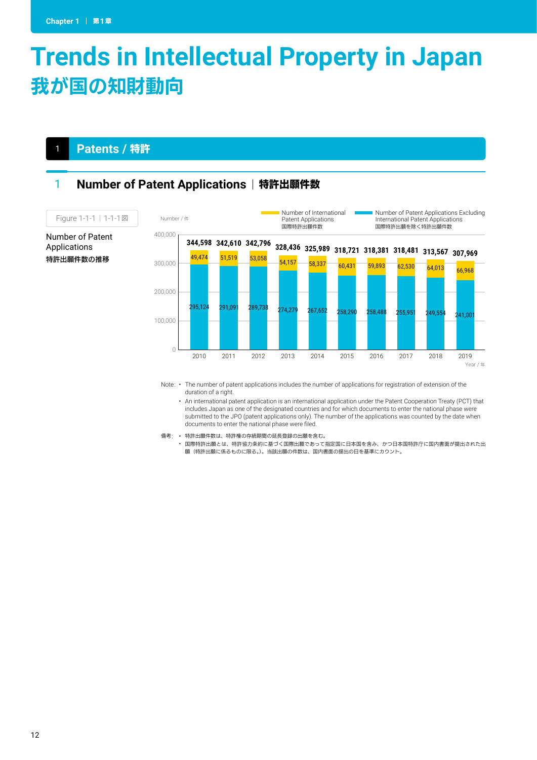# Trends in Intellectual Property in Japan
# 我が国の知財動向

## 1 Patents / 特許

### 1 Number of Patent Applications｜特許出願件数

Figure 1-1-1｜1-1-1図

Number of Patent Applications
**特許出願件数の推移**

Number / 件

| Year / 年 | Number of International Patent Applications 国際特許出願件数 | Number of Patent Applications Excluding International Patent Applications 国際特許出願を除く特許出願件数 | Total |
|---|---|---|---|
| 2010 | 49,474 | 295,124 | 344,598 |
| 2011 | 51,519 | 291,091 | 342,610 |
| 2012 | 53,058 | 289,738 | 342,796 |
| 2013 | 54,157 | 274,279 | 328,436 |
| 2014 | 58,337 | 267,652 | 325,989 |
| 2015 | 60,431 | 258,290 | 318,721 |
| 2016 | 59,893 | 258,488 | 318,381 |
| 2017 | 62,530 | 255,951 | 318,481 |
| 2018 | 64,013 | 249,554 | 313,567 |
| 2019 | 66,968 | 241,001 | 307,969 |

Note:
- The number of patent applications includes the number of applications for registration of extension of the duration of a right.
- An international patent application is an international application under the Patent Cooperation Treaty (PCT) that includes Japan as one of the designated countries and for which documents to enter the national phase were submitted to the JPO (patent applications only). The number of the applications was counted by the date when documents to enter the national phase were filed.

備考:
- 特許出願件数は、特許権の存続期間の延長登録の出願を含む。
- 国際特許出願とは、特許協力条約に基づく国際出願であって指定国に日本国を含み、かつ日本国特許庁に国内書面が提出された出願（特許出願に係るものに限る。）。当該出願の件数は、国内書面の提出の日を基準にカウント。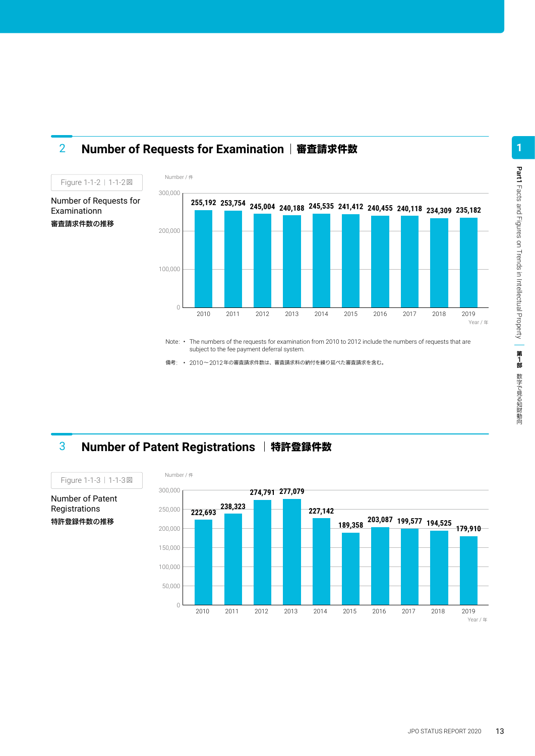## 2 Number of Requests for Examination ｜審査請求件数

Figure 1-1-2 ｜ 1-1-2図

Number of Requests for Examinationn

審査請求件数の推移

Number / 件

| Year / 年 | 2010 | 2011 | 2012 | 2013 | 2014 | 2015 | 2016 | 2017 | 2018 | 2019 |
|---|---|---|---|---|---|---|---|---|---|---|
| Number / 件 | 255,192 | 253,754 | 245,004 | 240,188 | 245,535 | 241,412 | 240,455 | 240,118 | 234,309 | 235,182 |

Note: • The numbers of the requests for examination from 2010 to 2012 include the numbers of requests that are subject to the fee payment deferral system.

備考: • 2010～2012年の審査請求件数は、審査請求料の納付を繰り延べた審査請求を含む。

## 3 Number of Patent Registrations ｜特許登録件数

Figure 1-1-3 ｜ 1-1-3図

Number of Patent Registrations

特許登録件数の推移

Number / 件

| Year / 年 | 2010 | 2011 | 2012 | 2013 | 2014 | 2015 | 2016 | 2017 | 2018 | 2019 |
|---|---|---|---|---|---|---|---|---|---|---|
| Number / 件 | 222,693 | 238,323 | 274,791 | 277,079 | 227,142 | 189,358 | 203,087 | 199,577 | 194,525 | 179,910 |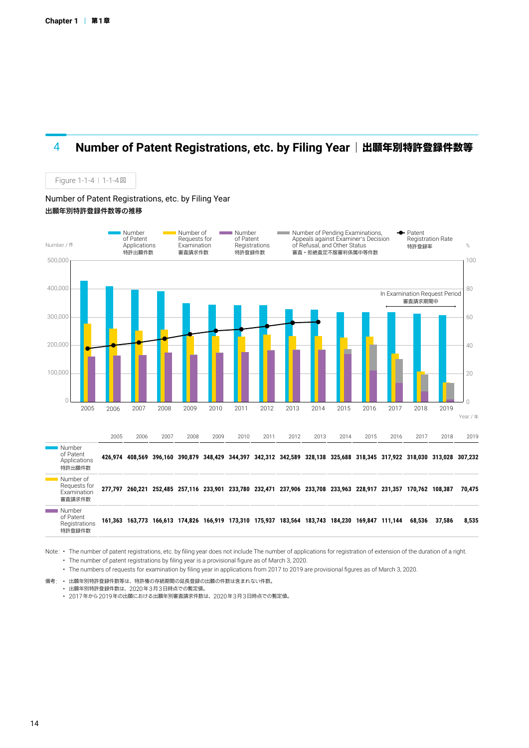## 4 Number of Patent Registrations, etc. by Filing Year | 出願年別特許登録件数等

Figure 1-1-4 | 1-1-4図

Number of Patent Registrations, etc. by Filing Year
**出願年別特許登録件数等の推移**

| | 2005 | 2006 | 2007 | 2008 | 2009 | 2010 | 2011 | 2012 | 2013 | 2014 | 2015 | 2016 | 2017 | 2018 | 2019 |
|---|---|---|---|---|---|---|---|---|---|---|---|---|---|---|---|
| Number of Patent Applications 特許出願件数 | 426,974 | 408,569 | 396,160 | 390,879 | 348,429 | 344,397 | 342,312 | 342,589 | 328,138 | 325,688 | 318,345 | 317,922 | 318,030 | 313,028 | 307,232 |
| Number of Requests for Examination 審査請求件数 | 277,797 | 260,221 | 252,485 | 257,116 | 233,901 | 233,780 | 232,471 | 237,906 | 233,708 | 233,963 | 228,917 | 231,357 | 170,762 | 108,387 | 70,475 |
| Number of Patent Registrations 特許登録件数 | 161,363 | 163,773 | 166,613 | 174,826 | 166,919 | 173,310 | 175,937 | 183,564 | 183,743 | 184,230 | 169,847 | 111,144 | 68,536 | 37,586 | 8,535 |

Note: • The number of patent registrations, etc. by filing year does not include The number of applications for registration of extension of the duration of a right.
• The number of patent registrations by filing year is a provisional figure as of March 3, 2020.
• The numbers of requests for examination by filing year in applications from 2017 to 2019 are provisional figures as of March 3, 2020.

備考: • 出願年別特許登録件数等は、特許権の存続期間の延長登録の出願の件数は含まれない件数。
• 出願年別特許登録件数は、2020年3月3日時点での暫定値。
• 2017年から2019年の出願における出願年別審査請求件数は、2020年3月3日時点での暫定値。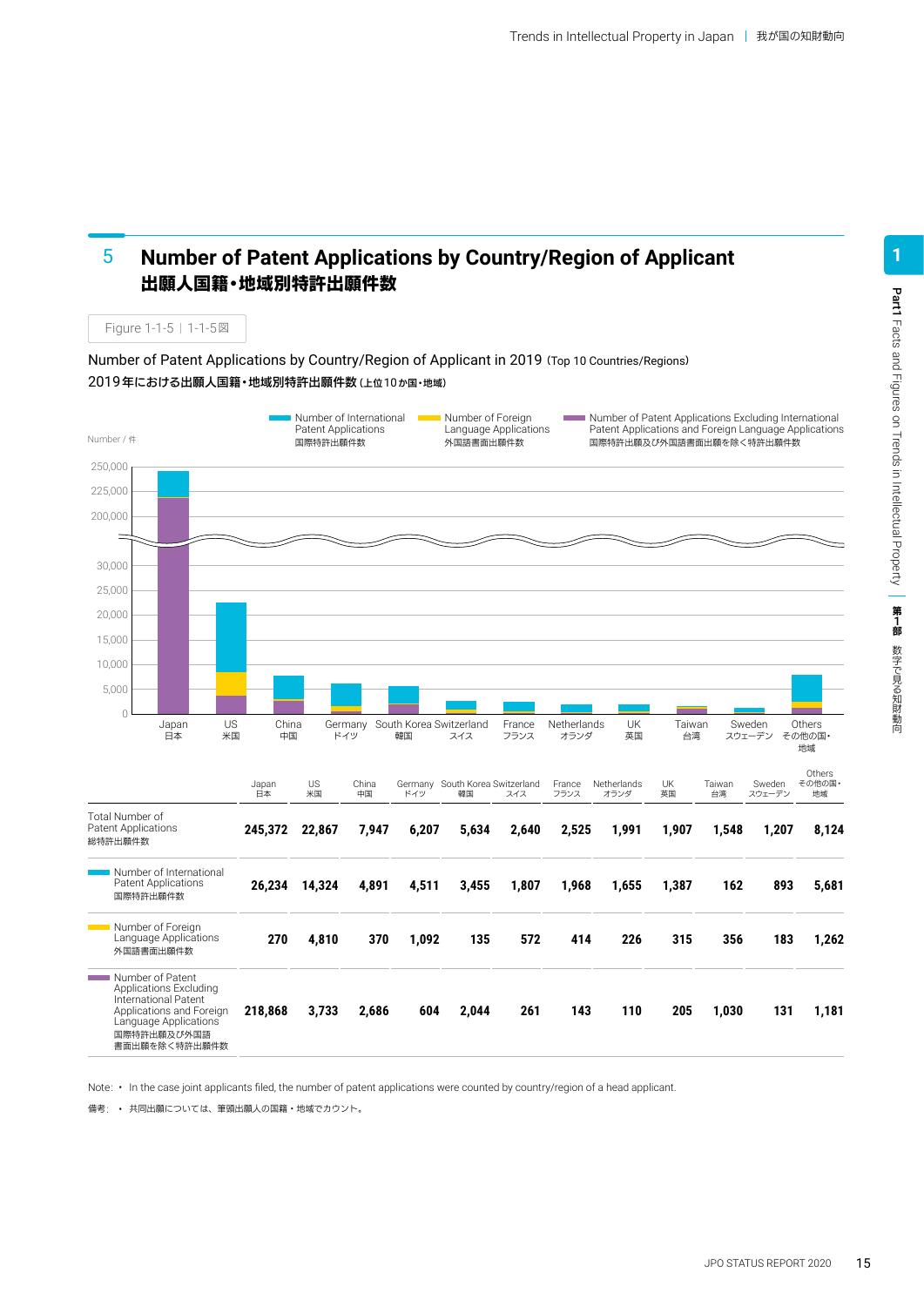## 5 Number of Patent Applications by Country/Region of Applicant
## 出願人国籍・地域別特許出願件数

Figure 1-1-5 | 1-1-5図

Number of Patent Applications by Country/Region of Applicant in 2019 (Top 10 Countries/Regions)
2019年における出願人国籍・地域別特許出願件数（上位10か国・地域）

| | Japan 日本 | US 米国 | China 中国 | Germany ドイツ | South Korea 韓国 | Switzerland スイス | France フランス | Netherlands オランダ | UK 英国 | Taiwan 台湾 | Sweden スウェーデン | Others その他の国・地域 |
|---|---|---|---|---|---|---|---|---|---|---|---|---|
| Total Number of Patent Applications 総特許出願件数 | **245,372** | **22,867** | **7,947** | **6,207** | **5,634** | **2,640** | **2,525** | **1,991** | **1,907** | **1,548** | **1,207** | **8,124** |
| Number of International Patent Applications 国際特許出願件数 | **26,234** | **14,324** | **4,891** | **4,511** | **3,455** | **1,807** | **1,968** | **1,655** | **1,387** | **162** | **893** | **5,681** |
| Number of Foreign Language Applications 外国語書面出願件数 | **270** | **4,810** | **370** | **1,092** | **135** | **572** | **414** | **226** | **315** | **356** | **183** | **1,262** |
| Number of Patent Applications Excluding International Patent Applications and Foreign Language Applications 国際特許出願及び外国語書面出願を除く特許出願件数 | **218,868** | **3,733** | **2,686** | **604** | **2,044** | **261** | **143** | **110** | **205** | **1,030** | **131** | **1,181** |

Note: • In the case joint applicants filed, the number of patent applications were counted by country/region of a head applicant.

備考：• 共同出願については、筆頭出願人の国籍・地域でカウント。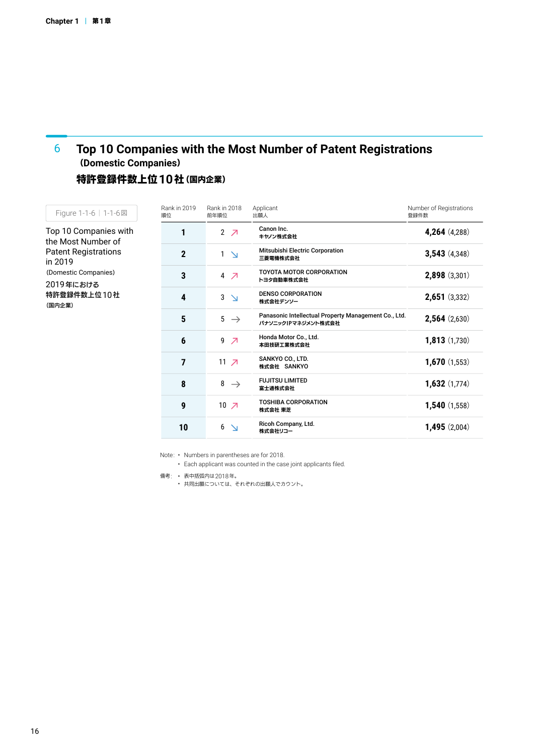## 6 Top 10 Companies with the Most Number of Patent Registrations (Domestic Companies)

## 特許登録件数上位10社（国内企業）

Figure 1-1-6 | 1-1-6図

Top 10 Companies with the Most Number of Patent Registrations in 2019

(Domestic Companies)

2019年における特許登録件数上位10社

（国内企業）

| Rank in 2019 順位 | Rank in 2018 前年順位 | Applicant 出願人 | Number of Registrations 登録件数 |
|---|---|---|---|
| 1 | 2 ↗ | Canon Inc. キヤノン株式会社 | **4,264** (4,288) |
| 2 | 1 ↘ | Mitsubishi Electric Corporation 三菱電機株式会社 | **3,543** (4,348) |
| 3 | 4 ↗ | TOYOTA MOTOR CORPORATION トヨタ自動車株式会社 | **2,898** (3,301) |
| 4 | 3 ↘ | DENSO CORPORATION 株式会社デンソー | **2,651** (3,332) |
| 5 | 5 → | Panasonic Intellectual Property Management Co., Ltd. パナソニックIPマネジメント株式会社 | **2,564** (2,630) |
| 6 | 9 ↗ | Honda Motor Co., Ltd. 本田技研工業株式会社 | **1,813** (1,730) |
| 7 | 11 ↗ | SANKYO CO., LTD. 株式会社　SANKYO | **1,670** (1,553) |
| 8 | 8 → | FUJITSU LIMITED 富士通株式会社 | **1,632** (1,774) |
| 9 | 10 ↗ | TOSHIBA CORPORATION 株式会社 東芝 | **1,540** (1,558) |
| 10 | 6 ↘ | Ricoh Company, Ltd. 株式会社リコー | **1,495** (2,004) |

Note:
- Numbers in parentheses are for 2018.
- Each applicant was counted in the case joint applicants filed.

備考：
- 表中括弧内は2018年。
- 共同出願については、それぞれの出願人でカウント。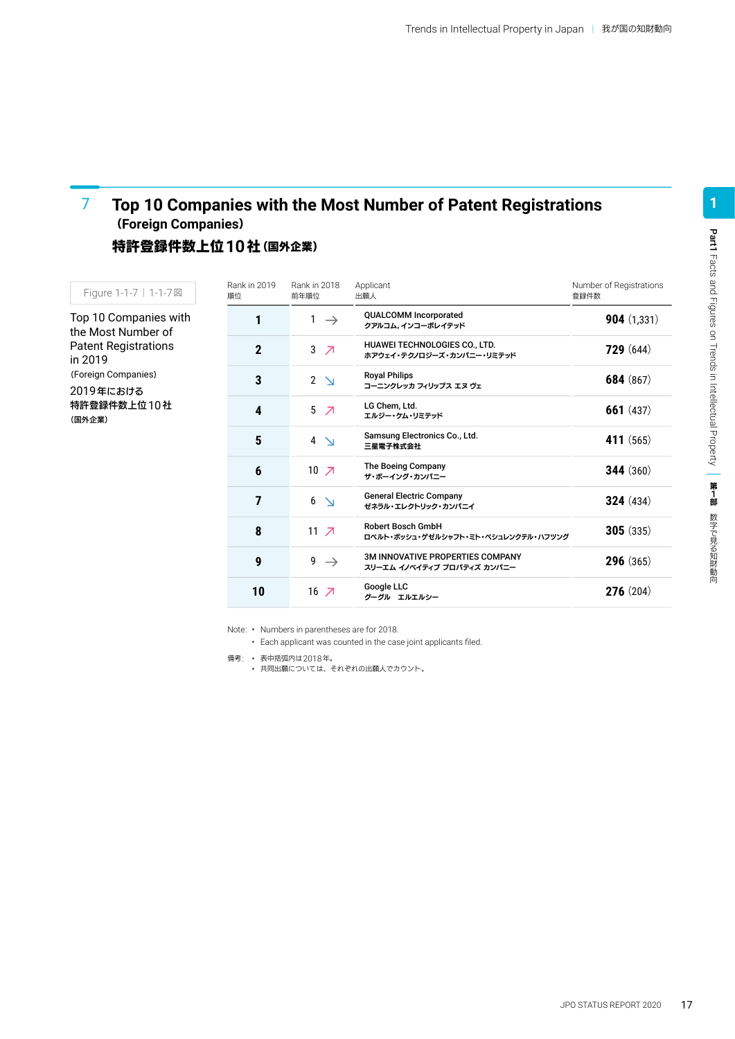## 7 Top 10 Companies with the Most Number of Patent Registrations (Foreign Companies)

## 特許登録件数上位10社（国外企業）

Figure 1-1-7 | 1-1-7図

Top 10 Companies with the Most Number of Patent Registrations in 2019 (Foreign Companies)

2019年における特許登録件数上位10社（国外企業）

| Rank in 2019 順位 | Rank in 2018 前年順位 | Applicant 出願人 | Number of Registrations 登録件数 |
|---|---|---|---|
| 1 | 1 → | QUALCOMM Incorporated<br>クアルコム,インコーポレイテッド | **904** (1,331) |
| 2 | 3 ↗ | HUAWEI TECHNOLOGIES CO., LTD.<br>ホアウェイ・テクノロジーズ・カンパニー・リミテッド | **729** (644) |
| 3 | 2 ↘ | Royal Philips<br>コーニンクレッカ フィリップス エヌ ヴェ | **684** (867) |
| 4 | 5 ↗ | LG Chem, Ltd.<br>エルジー・ケム・リミテッド | **661** (437) |
| 5 | 4 ↘ | Samsung Electronics Co., Ltd.<br>三星電子株式会社 | **411** (565) |
| 6 | 10 ↗ | The Boeing Company<br>ザ・ボーイング・カンパニー | **344** (360) |
| 7 | 6 ↘ | General Electric Company<br>ゼネラル・エレクトリック・カンパニイ | **324** (434) |
| 8 | 11 ↗ | Robert Bosch GmbH<br>ロベルト・ボッシュ・ゲゼルシャフト・ミト・ベシュレンクテル・ハフツング | **305** (335) |
| 9 | 9 → | 3M INNOVATIVE PROPERTIES COMPANY<br>スリーエム イノベイティブ プロパティズ カンパニー | **296** (365) |
| 10 | 16 ↗ | Google LLC<br>グーグル　エルエルシー | **276** (204) |

Note:
- Numbers in parentheses are for 2018.
- Each applicant was counted in the case joint applicants filed.

備考:
- 表中括弧内は2018年。
- 共同出願については、それぞれの出願人でカウント。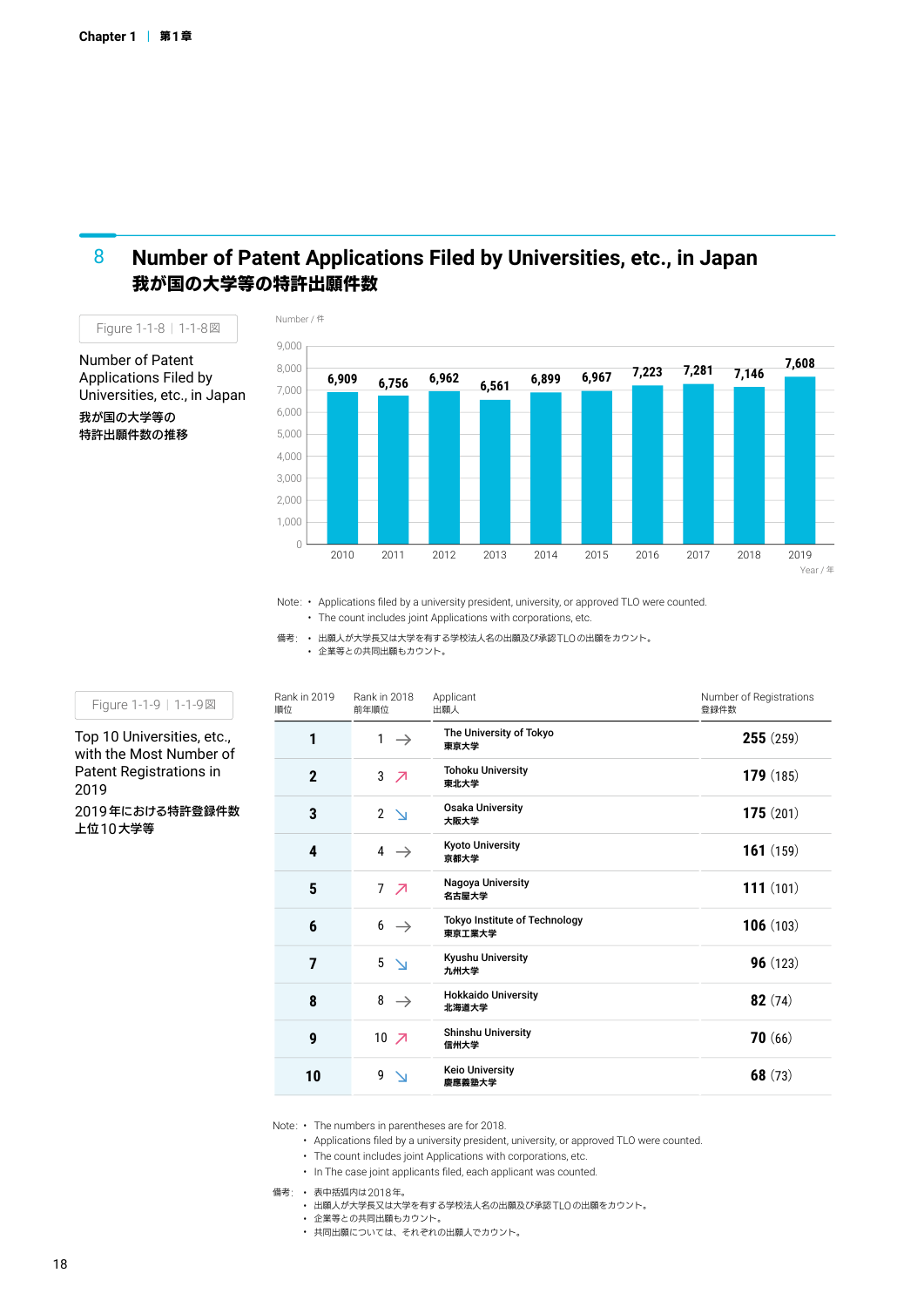## 8 Number of Patent Applications Filed by Universities, etc., in Japan
## 我が国の大学等の特許出願件数

Figure 1-1-8 | 1-1-8図

Number of Patent Applications Filed by Universities, etc., in Japan

我が国の大学等の特許出願件数の推移

| Year / 年 | Number / 件 |
|---|---|
| 2010 | 6,909 |
| 2011 | 6,756 |
| 2012 | 6,962 |
| 2013 | 6,561 |
| 2014 | 6,899 |
| 2015 | 6,967 |
| 2016 | 7,223 |
| 2017 | 7,281 |
| 2018 | 7,146 |
| 2019 | 7,608 |

Note:
- Applications filed by a university president, university, or approved TLO were counted.
- The count includes joint Applications with corporations, etc.

備考:
- 出願人が大学長又は大学を有する学校法人名の出願及び承認TLOの出願をカウント。
- 企業等との共同出願もカウント。

Figure 1-1-9 | 1-1-9図

Top 10 Universities, etc., with the Most Number of Patent Registrations in 2019

2019年における特許登録件数上位10大学等

| Rank in 2019 順位 | Rank in 2018 前年順位 | Applicant 出願人 | Number of Registrations 登録件数 |
|---|---|---|---|
| 1 | 1 → | The University of Tokyo 東京大学 | 255 (259) |
| 2 | 3 ↗ | Tohoku University 東北大学 | 179 (185) |
| 3 | 2 ↘ | Osaka University 大阪大学 | 175 (201) |
| 4 | 4 → | Kyoto University 京都大学 | 161 (159) |
| 5 | 7 ↗ | Nagoya University 名古屋大学 | 111 (101) |
| 6 | 6 → | Tokyo Institute of Technology 東京工業大学 | 106 (103) |
| 7 | 5 ↘ | Kyushu University 九州大学 | 96 (123) |
| 8 | 8 → | Hokkaido University 北海道大学 | 82 (74) |
| 9 | 10 ↗ | Shinshu University 信州大学 | 70 (66) |
| 10 | 9 ↘ | Keio University 慶應義塾大学 | 68 (73) |

Note:
- The numbers in parentheses are for 2018.
- Applications filed by a university president, university, or approved TLO were counted.
- The count includes joint Applications with corporations, etc.
- In The case joint applicants filed, each applicant was counted.

備考:
- 表中括弧内は2018年。
- 出願人が大学長又は大学を有する学校法人名の出願及び承認TLOの出願をカウント。
- 企業等との共同出願もカウント。
- 共同出願については、それぞれの出願人でカウント。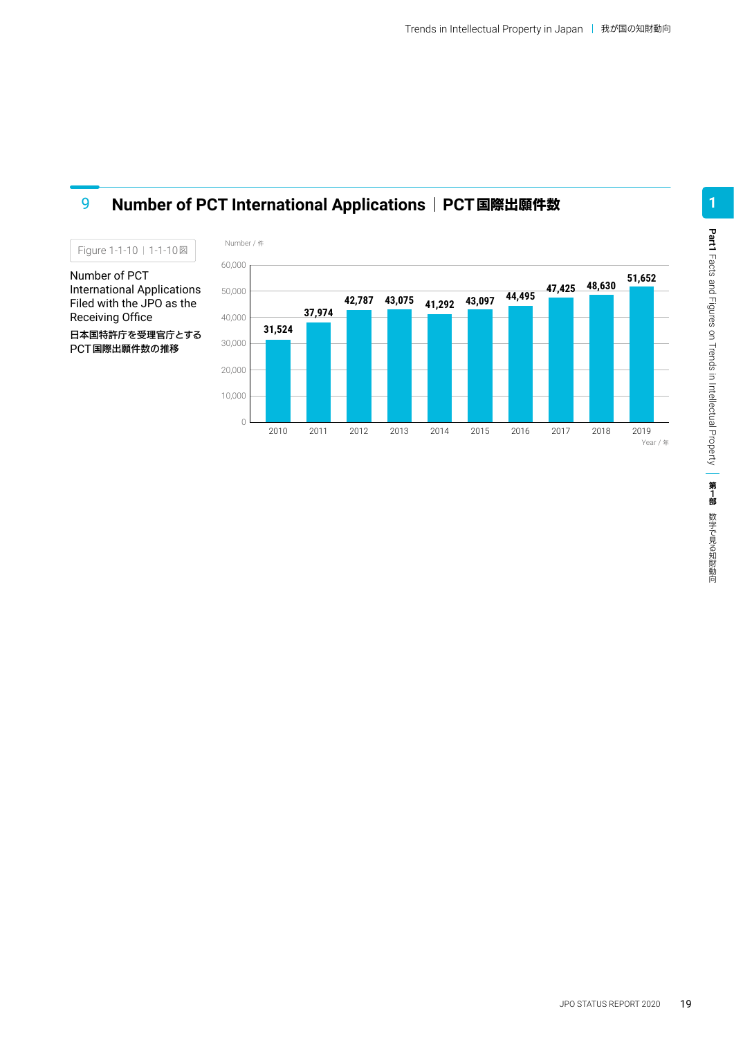## 9 Number of PCT International Applications | PCT国際出願件数

Figure 1-1-10 | 1-1-10図

Number of PCT International Applications Filed with the JPO as the Receiving Office

日本国特許庁を受理官庁とするPCT国際出願件数の推移

| Year / 年 | Number / 件 |
|---|---|
| 2010 | 31,524 |
| 2011 | 37,974 |
| 2012 | 42,787 |
| 2013 | 43,075 |
| 2014 | 41,292 |
| 2015 | 43,097 |
| 2016 | 44,495 |
| 2017 | 47,425 |
| 2018 | 48,630 |
| 2019 | 51,652 |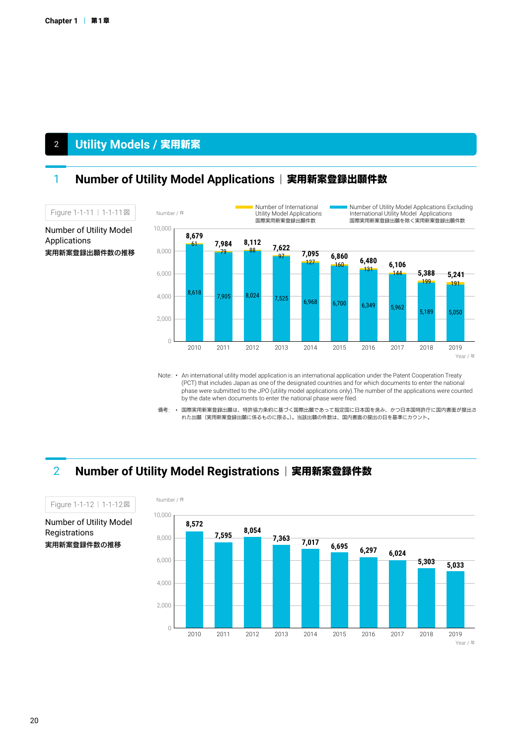## 2 Utility Models / 実用新案

### 1 Number of Utility Model Applications｜実用新案登録出願件数

Figure 1-1-11｜1-1-11図

Number of Utility Model Applications

実用新案登録出願件数の推移

Number / 件

| Year / 年 | Number of International Utility Model Applications 国際実用新案登録出願件数 | Number of Utility Model Applications Excluding International Utility Model Applications 国際実用新案登録出願を除く実用新案登録出願件数 | Total |
|---|---|---|---|
| 2010 | 61 | 8,618 | 8,679 |
| 2011 | 79 | 7,905 | 7,984 |
| 2012 | 88 | 8,024 | 8,112 |
| 2013 | 97 | 7,525 | 7,622 |
| 2014 | 127 | 6,968 | 7,095 |
| 2015 | 160 | 6,700 | 6,860 |
| 2016 | 131 | 6,349 | 6,480 |
| 2017 | 144 | 5,962 | 6,106 |
| 2018 | 199 | 5,189 | 5,388 |
| 2019 | 191 | 5,050 | 5,241 |

Note: • An international utility model application is an international application under the Patent Cooperation Treaty (PCT) that includes Japan as one of the designated countries and for which documents to enter the national phase were submitted to the JPO (utility model applications only).The number of the applications were counted by the date when documents to enter the national phase were filed.

備考: • 国際実用新案登録出願は、特許協力条約に基づく国際出願であって指定国に日本国を含み、かつ日本国特許庁に国内書面が提出された出願（実用新案登録出願に係るものに限る。）。当該出願の件数は、国内書面の提出の日を基準にカウント。

### 2 Number of Utility Model Registrations｜実用新案登録件数

Figure 1-1-12｜1-1-12図

Number of Utility Model Registrations

実用新案登録件数の推移

Number / 件

| Year / 年 | Number |
|---|---|
| 2010 | 8,572 |
| 2011 | 7,595 |
| 2012 | 8,054 |
| 2013 | 7,363 |
| 2014 | 7,017 |
| 2015 | 6,695 |
| 2016 | 6,297 |
| 2017 | 6,024 |
| 2018 | 5,303 |
| 2019 | 5,033 |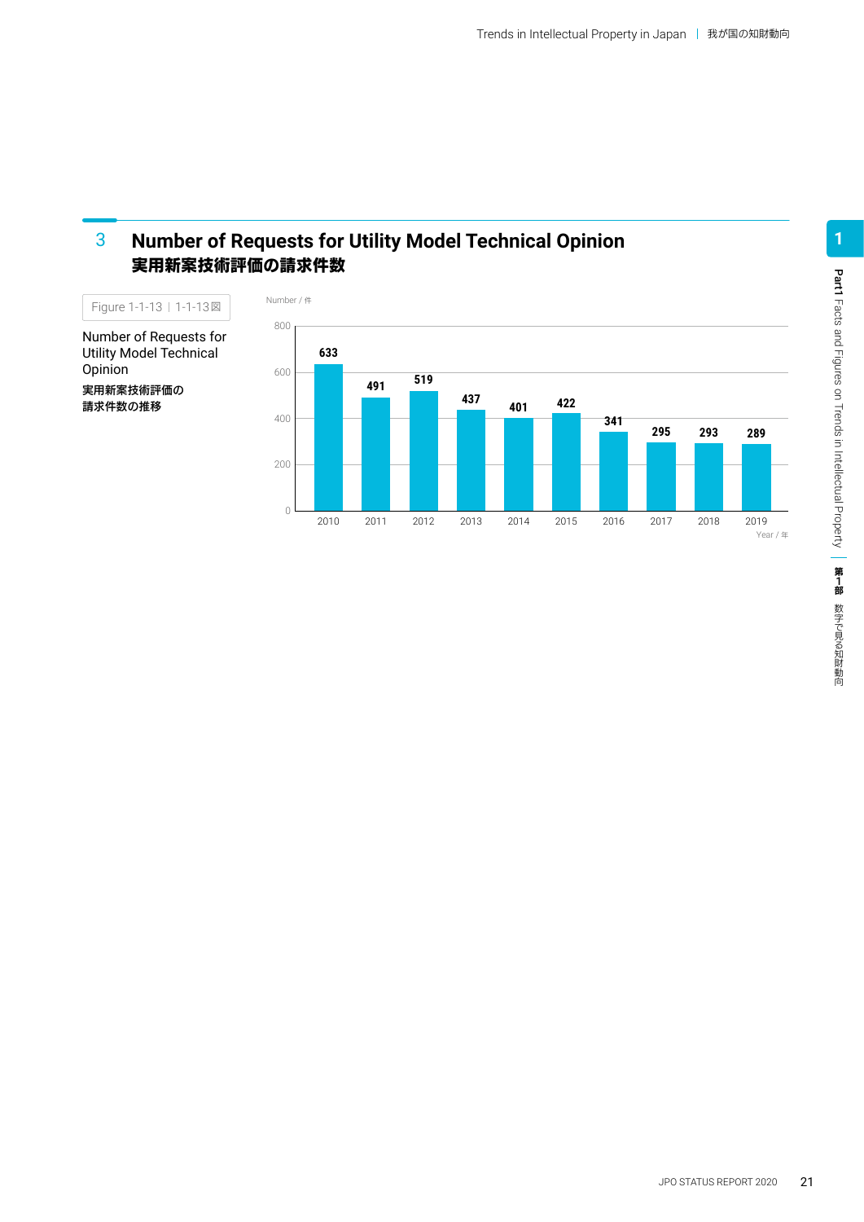## 3 Number of Requests for Utility Model Technical Opinion
## 実用新案技術評価の請求件数

Figure 1-1-13 | 1-1-13図

Number of Requests for Utility Model Technical Opinion

**実用新案技術評価の請求件数の推移**

Number / 件

| Year / 年 | 2010 | 2011 | 2012 | 2013 | 2014 | 2015 | 2016 | 2017 | 2018 | 2019 |
|---|---|---|---|---|---|---|---|---|---|---|
| Number / 件 | 633 | 491 | 519 | 437 | 401 | 422 | 341 | 295 | 293 | 289 |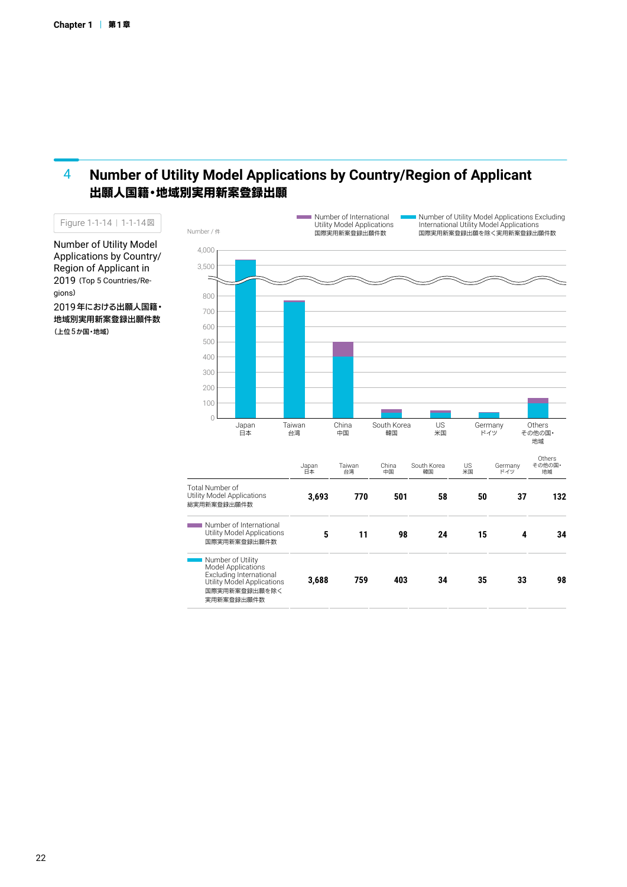## 4 Number of Utility Model Applications by Country/Region of Applicant
## 出願人国籍・地域別実用新案登録出願

Figure 1-1-14 | 1-1-14図

Number of Utility Model Applications by Country/Region of Applicant in 2019 (Top 5 Countries/Regions)

2019年における出願人国籍・地域別実用新案登録出願件数（上位5か国・地域）

| | Japan 日本 | Taiwan 台湾 | China 中国 | South Korea 韓国 | US 米国 | Germany ドイツ | Others その他の国・地域 |
|---|---|---|---|---|---|---|---|
| Total Number of Utility Model Applications 総実用新案登録出願件数 | **3,693** | **770** | **501** | **58** | **50** | **37** | **132** |
| Number of International Utility Model Applications 国際実用新案登録出願件数 | **5** | **11** | **98** | **24** | **15** | **4** | **34** |
| Number of Utility Model Applications Excluding International Utility Model Applications 国際実用新案登録出願を除く実用新案登録出願件数 | **3,688** | **759** | **403** | **34** | **35** | **33** | **98** |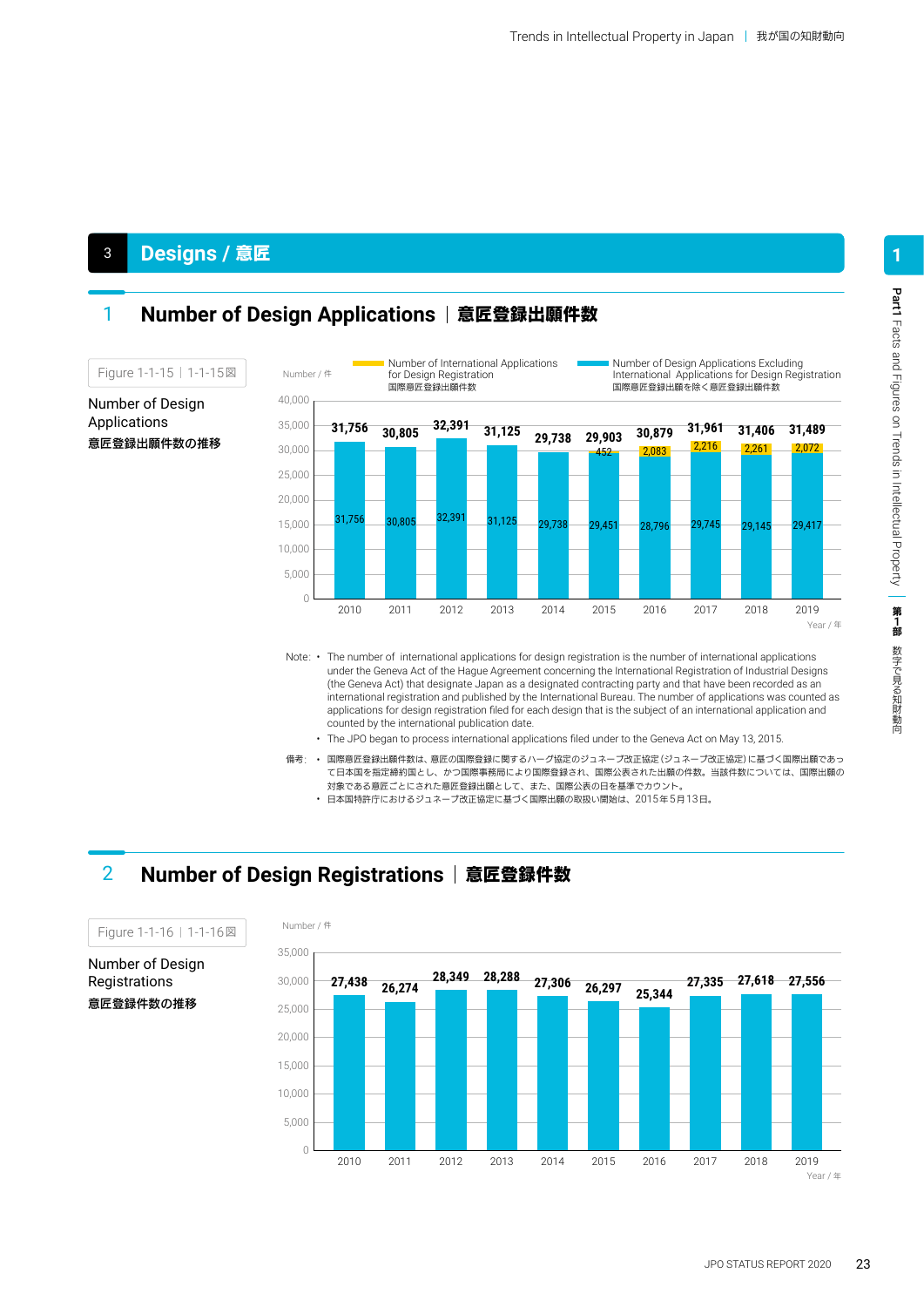# 3 Designs / 意匠

## 1 Number of Design Applications | 意匠登録出願件数

Figure 1-1-15 | 1-1-15図

Number of Design Applications

**意匠登録出願件数の推移**

Number / 件

| Year / 年 | Number of Design Applications Excluding International Applications for Design Registration 国際意匠登録出願を除く意匠登録出願件数 | Number of International Applications for Design Registration 国際意匠登録出願件数 | Total |
|---|---|---|---|
| 2010 | 31,756 | | 31,756 |
| 2011 | 30,805 | | 30,805 |
| 2012 | 32,391 | | 32,391 |
| 2013 | 31,125 | | 31,125 |
| 2014 | 29,738 | | 29,738 |
| 2015 | 29,451 | 452 | 29,903 |
| 2016 | 28,796 | 2,083 | 30,879 |
| 2017 | 29,745 | 2,216 | 31,961 |
| 2018 | 29,145 | 2,261 | 31,406 |
| 2019 | 29,417 | 2,072 | 31,489 |

Note:
- The number of international applications for design registration is the number of international applications under the Geneva Act of the Hague Agreement concerning the International Registration of Industrial Designs (the Geneva Act) that designate Japan as a designated contracting party and that have been recorded as an international registration and published by the International Bureau. The number of applications was counted as applications for design registration filed for each design that is the subject of an international application and counted by the international publication date.
- The JPO began to process international applications filed under to the Geneva Act on May 13, 2015.

備考：
- 国際意匠登録出願件数は、意匠の国際登録に関するハーグ協定のジュネーブ改正協定（ジュネーブ改正協定）に基づく国際出願であって日本国を指定締約国とし、かつ国際事務局により国際登録され、国際公表された出願の件数。当該件数については、国際出願の対象である意匠ごとにされた意匠登録出願として、また、国際公表の日を基準でカウント。
- 日本国特許庁におけるジュネーブ改正協定に基づく国際出願の取扱い開始は、2015年5月13日。

## 2 Number of Design Registrations | 意匠登録件数

Figure 1-1-16 | 1-1-16図

Number of Design Registrations

**意匠登録件数の推移**

Number / 件

| Year / 年 | Number |
|---|---|
| 2010 | 27,438 |
| 2011 | 26,274 |
| 2012 | 28,349 |
| 2013 | 28,288 |
| 2014 | 27,306 |
| 2015 | 26,297 |
| 2016 | 25,344 |
| 2017 | 27,335 |
| 2018 | 27,618 |
| 2019 | 27,556 |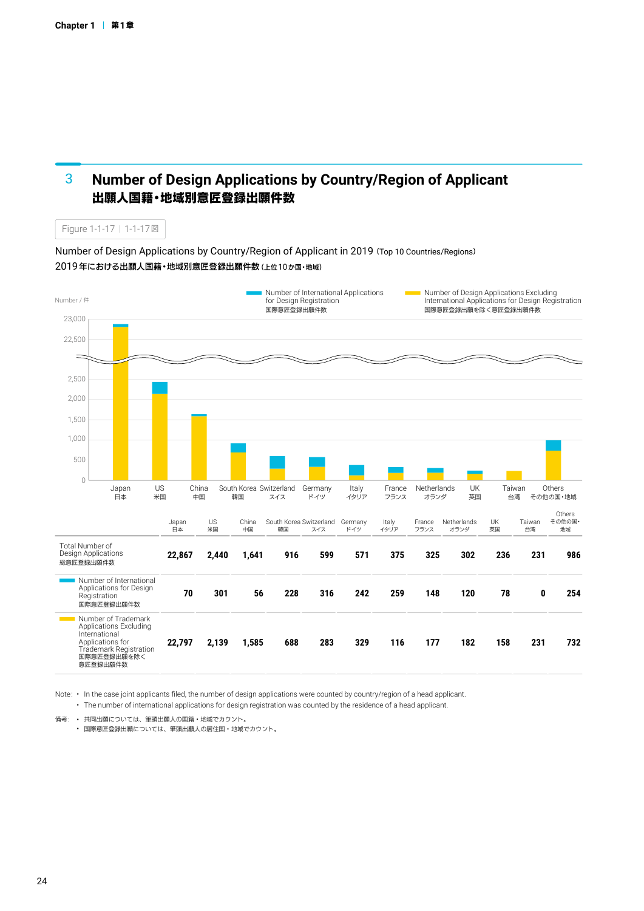## 3 Number of Design Applications by Country/Region of Applicant
## 出願人国籍・地域別意匠登録出願件数

Figure 1-1-17 | 1-1-17図

Number of Design Applications by Country/Region of Applicant in 2019 (Top 10 Countries/Regions)
2019年における出願人国籍・地域別意匠登録出願件数 (上位10か国・地域)

Number / 件

Number of International Applications for Design Registration 国際意匠登録出願件数

Number of Design Applications Excluding International Applications for Design Registration 国際意匠登録出願を除く意匠登録出願件数

| | Japan 日本 | US 米国 | China 中国 | South Korea 韓国 | Switzerland スイス | Germany ドイツ | Italy イタリア | France フランス | Netherlands オランダ | UK 英国 | Taiwan 台湾 | Others その他の国・地域 |
|---|---|---|---|---|---|---|---|---|---|---|---|---|
| Total Number of Design Applications 総意匠登録出願件数 | **22,867** | **2,440** | **1,641** | **916** | **599** | **571** | **375** | **325** | **302** | **236** | **231** | **986** |
| Number of International Applications for Design Registration 国際意匠登録出願件数 | **70** | **301** | **56** | **228** | **316** | **242** | **259** | **148** | **120** | **78** | **0** | **254** |
| Number of Trademark Applications Excluding International Applications for Trademark Registration 国際意匠登録出願を除く意匠登録出願件数 | **22,797** | **2,139** | **1,585** | **688** | **283** | **329** | **116** | **177** | **182** | **158** | **231** | **732** |

Note: • In the case joint applicants filed, the number of design applications were counted by country/region of a head applicant.
• The number of international applications for design registration was counted by the residence of a head applicant.

備考: • 共同出願については、筆頭出願人の国籍・地域でカウント。
• 国際意匠登録出願については、筆頭出願人の居住国・地域でカウント。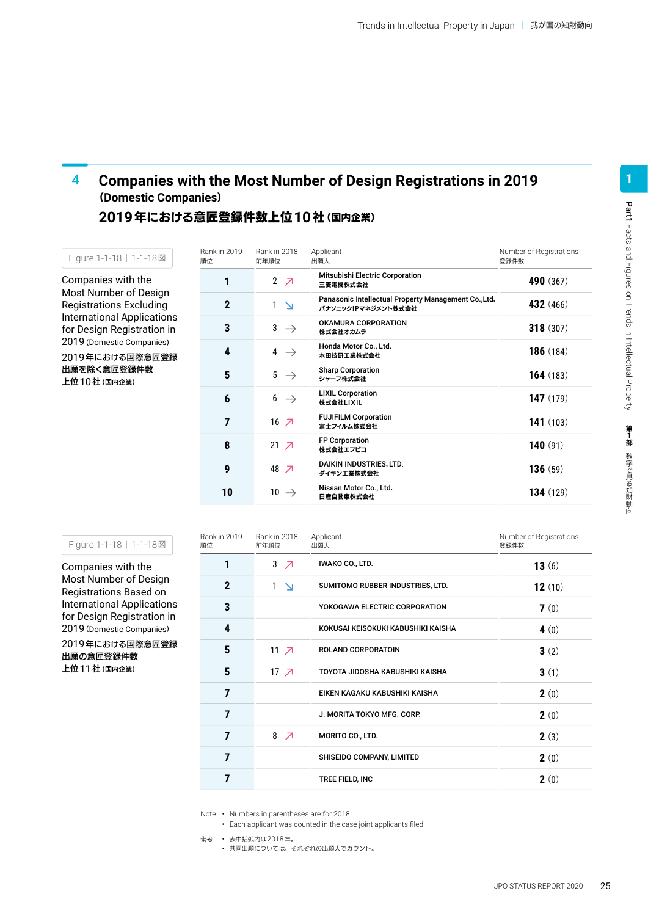## 4 Companies with the Most Number of Design Registrations in 2019 (Domestic Companies)

## 2019年における意匠登録件数上位10社（国内企業）

Figure 1-1-18 | 1-1-18図

Companies with the Most Number of Design Registrations Excluding International Applications for Design Registration in 2019 (Domestic Companies)

2019年における国際意匠登録出願を除く意匠登録件数上位10社（国内企業）

| Rank in 2019<br>順位 | Rank in 2018<br>前年順位 | Applicant<br>出願人 | Number of Registrations<br>登録件数 |
|---|---|---|---|
| 1 | 2 ↗ | Mitsubishi Electric Corporation<br>三菱電機株式会社 | **490** (367) |
| 2 | 1 ↘ | Panasonic Intellectual Property Management Co.,Ltd.<br>パナソニックIPマネジメント株式会社 | **432** (466) |
| 3 | 3 → | OKAMURA CORPORATION<br>株式会社オカムラ | **318** (307) |
| 4 | 4 → | Honda Motor Co., Ltd.<br>本田技研工業株式会社 | **186** (184) |
| 5 | 5 → | Sharp Corporation<br>シャープ株式会社 | **164** (183) |
| 6 | 6 → | LIXIL Corporation<br>株式会社LIXIL | **147** (179) |
| 7 | 16 ↗ | FUJIFILM Corporation<br>富士フイルム株式会社 | **141** (103) |
| 8 | 21 ↗ | FP Corporation<br>株式会社エフピコ | **140** (91) |
| 9 | 48 ↗ | DAIKIN INDUSTRIES, LTD.<br>ダイキン工業株式会社 | **136** (59) |
| 10 | 10 → | Nissan Motor Co., Ltd.<br>日産自動車株式会社 | **134** (129) |

Figure 1-1-18 | 1-1-18図

Companies with the Most Number of Design Registrations Based on International Applications for Design Registration in 2019 (Domestic Companies)

2019年における国際意匠登録出願の意匠登録件数上位11社（国内企業）

| Rank in 2019<br>順位 | Rank in 2018<br>前年順位 | Applicant<br>出願人 | Number of Registrations<br>登録件数 |
|---|---|---|---|
| 1 | 3 ↗ | IWAKO CO., LTD. | **13** (6) |
| 2 | 1 ↘ | SUMITOMO RUBBER INDUSTRIES, LTD. | **12** (10) |
| 3 | | YOKOGAWA ELECTRIC CORPORATION | **7** (0) |
| 4 | | KOKUSAI KEISOKUKI KABUSHIKI KAISHA | **4** (0) |
| 5 | 11 ↗ | ROLAND CORPORATOIN | **3** (2) |
| 5 | 17 ↗ | TOYOTA JIDOSHA KABUSHIKI KAISHA | **3** (1) |
| 7 | | EIKEN KAGAKU KABUSHIKI KAISHA | **2** (0) |
| 7 | | J. MORITA TOKYO MFG. CORP. | **2** (0) |
| 7 | 8 ↗ | MORITO CO., LTD. | **2** (3) |
| 7 | | SHISEIDO COMPANY, LIMITED | **2** (0) |
| 7 | | TREE FIELD, INC | **2** (0) |

Note:
- Numbers in parentheses are for 2018.
- Each applicant was counted in the case joint applicants filed.

備考:
- 表中括弧内は2018年。
- 共同出願については、それぞれの出願人でカウント。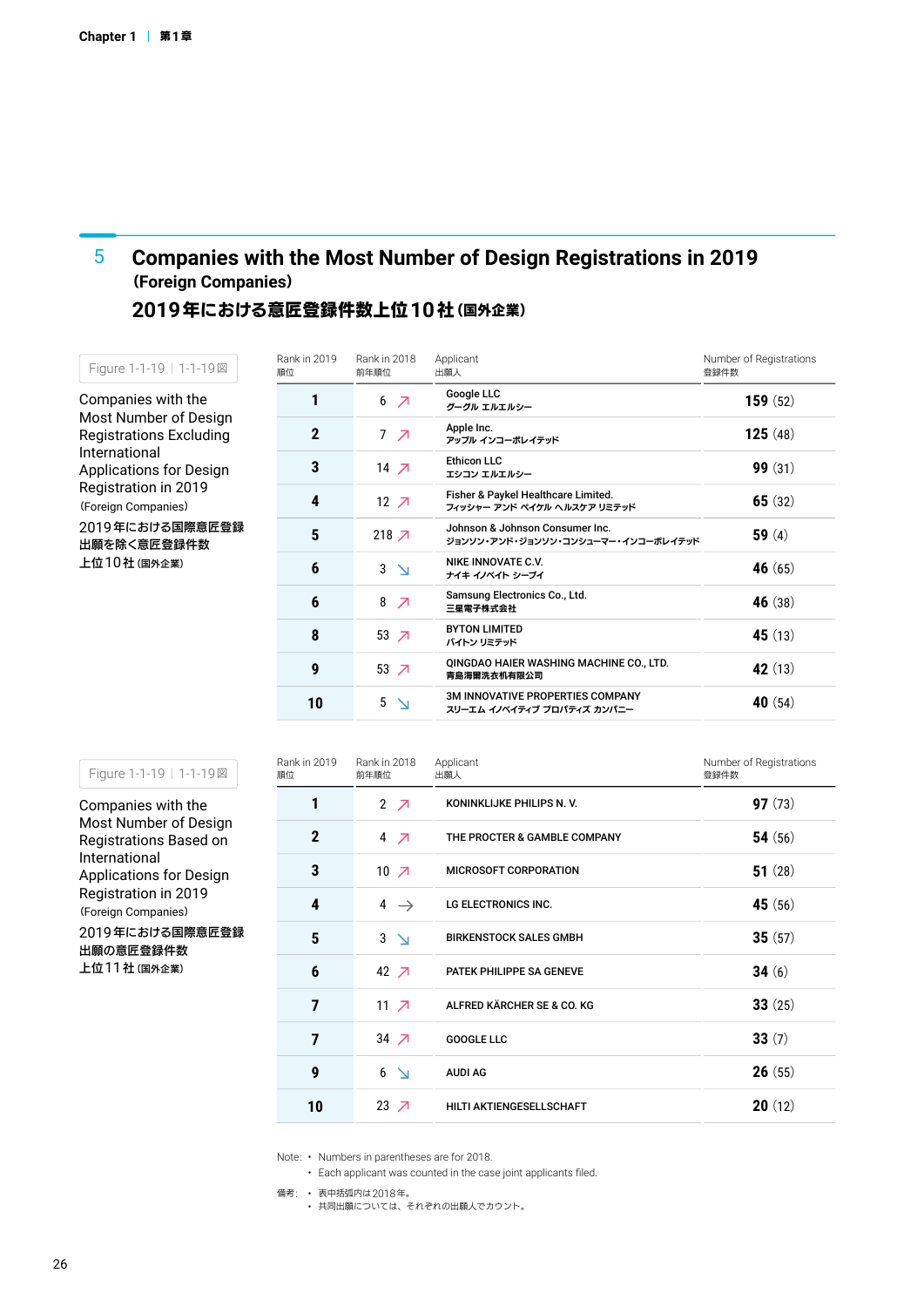## 5 Companies with the Most Number of Design Registrations in 2019 (Foreign Companies)

## 2019年における意匠登録件数上位10社(国外企業)

Figure 1-1-19 | 1-1-19図

Companies with the Most Number of Design Registrations Excluding International Applications for Design Registration in 2019 (Foreign Companies)

2019年における国際意匠登録出願を除く意匠登録件数上位10社(国外企業)

| Rank in 2019 順位 | Rank in 2018 前年順位 | Applicant 出願人 | Number of Registrations 登録件数 |
|---|---|---|---|
| 1 | 6 ↗ | Google LLC グーグル エルエルシー | **159** (52) |
| 2 | 7 ↗ | Apple Inc. アップル インコーポレイテッド | **125** (48) |
| 3 | 14 ↗ | Ethicon LLC エシコン エルエルシー | **99** (31) |
| 4 | 12 ↗ | Fisher & Paykel Healthcare Limited. フィッシャー アンド ペイケル ヘルスケア リミテッド | **65** (32) |
| 5 | 218 ↗ | Johnson & Johnson Consumer Inc. ジョンソン・アンド・ジョンソン・コンシューマー・インコーポレイテッド | **59** (4) |
| 6 | 3 ↘ | NIKE INNOVATE C.V. ナイキ イノベイト シーブイ | **46** (65) |
| 6 | 8 ↗ | Samsung Electronics Co., Ltd. 三星電子株式会社 | **46** (38) |
| 8 | 53 ↗ | BYTON LIMITED バイトン リミテッド | **45** (13) |
| 9 | 53 ↗ | QINGDAO HAIER WASHING MACHINE CO., LTD. 青島海爾洗衣机有限公司 | **42** (13) |
| 10 | 5 ↘ | 3M INNOVATIVE PROPERTIES COMPANY スリーエム イノベイティブ プロパティズ カンパニー | **40** (54) |

Figure 1-1-19 | 1-1-19図

Companies with the Most Number of Design Registrations Based on International Applications for Design Registration in 2019 (Foreign Companies)

2019年における国際意匠登録出願の意匠登録件数上位11社(国外企業)

| Rank in 2019 順位 | Rank in 2018 前年順位 | Applicant 出願人 | Number of Registrations 登録件数 |
|---|---|---|---|
| 1 | 2 ↗ | KONINKLIJKE PHILIPS N. V. | **97** (73) |
| 2 | 4 ↗ | THE PROCTER & GAMBLE COMPANY | **54** (56) |
| 3 | 10 ↗ | MICROSOFT CORPORATION | **51** (28) |
| 4 | 4 → | LG ELECTRONICS INC. | **45** (56) |
| 5 | 3 ↘ | BIRKENSTOCK SALES GMBH | **35** (57) |
| 6 | 42 ↗ | PATEK PHILIPPE SA GENEVE | **34** (6) |
| 7 | 11 ↗ | ALFRED KÄRCHER SE & CO. KG | **33** (25) |
| 7 | 34 ↗ | GOOGLE LLC | **33** (7) |
| 9 | 6 ↘ | AUDI AG | **26** (55) |
| 10 | 23 ↗ | HILTI AKTIENGESELLSCHAFT | **20** (12) |

Note:
- Numbers in parentheses are for 2018.
- Each applicant was counted in the case joint applicants filed.

備考:
- 表中括弧内は2018年。
- 共同出願については、それぞれの出願人でカウント。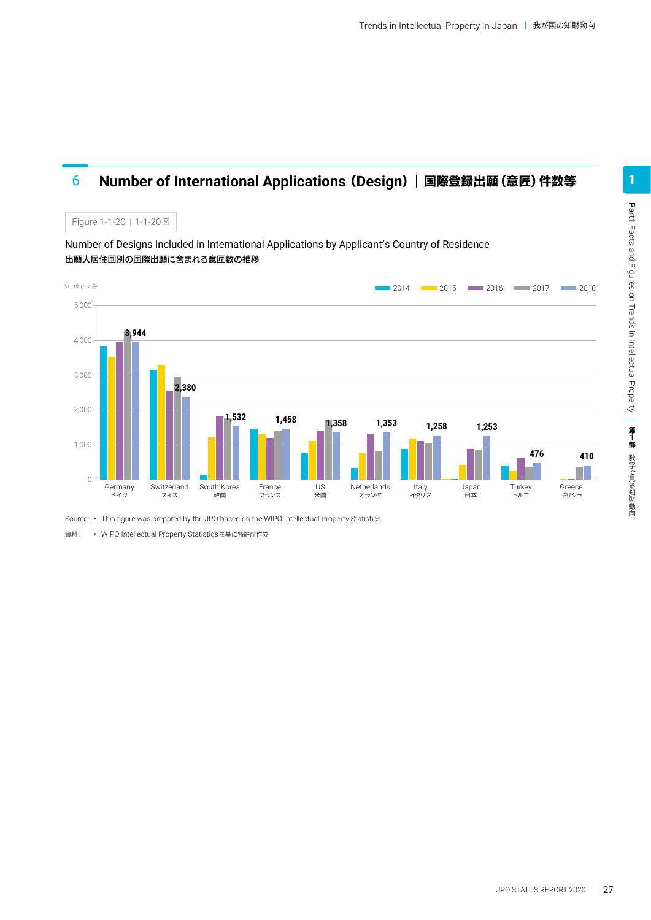## 6 Number of International Applications (Design) | 国際登録出願（意匠）件数等

Figure 1-1-20 | 1-1-20図

Number of Designs Included in International Applications by Applicant's Country of Residence

**出願人居住国別の国際出願に含まれる意匠数の推移**

Number / 件

| Country | 2018 |
|---|---|
| Germany ドイツ | 3,944 |
| Switzerland スイス | 2,380 |
| South Korea 韓国 | 1,532 |
| France フランス | 1,458 |
| US 米国 | 1,358 |
| Netherlands オランダ | 1,353 |
| Italy イタリア | 1,258 |
| Japan 日本 | 1,253 |
| Turkey トルコ | 476 |
| Greece ギリシャ | 410 |

Source: • This figure was prepared by the JPO based on the WIPO Intellectual Property Statistics.

資料: • WIPO Intellectual Property Statisticsを基に特許庁作成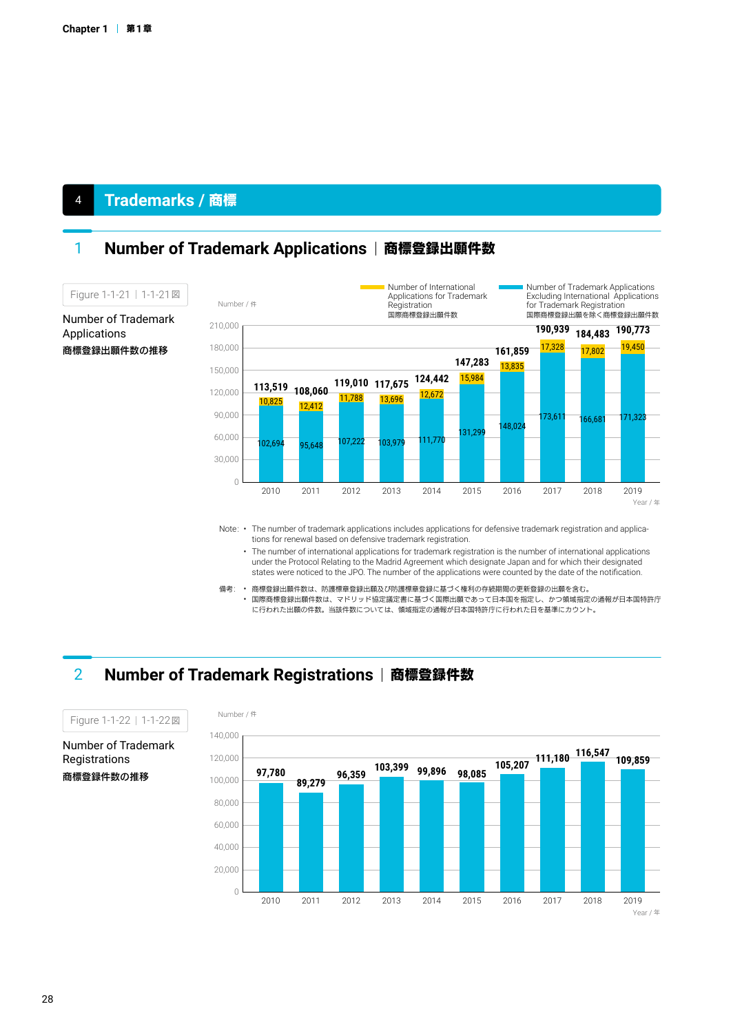# 4 Trademarks / 商標

## 1 Number of Trademark Applications | 商標登録出願件数

Figure 1-1-21 | 1-1-21図

**Number of Trademark Applications**

**商標登録出願件数の推移**

Number / 件

| Year / 年 | Number of Trademark Applications Excluding International Applications for Trademark Registration 国際商標登録出願を除く商標登録出願件数 | Number of International Applications for Trademark Registration 国際商標登録出願件数 | Total |
|---|---|---|---|
| 2010 | 102,694 | 10,825 | 113,519 |
| 2011 | 95,648 | 12,412 | 108,060 |
| 2012 | 107,222 | 11,788 | 119,010 |
| 2013 | 103,979 | 13,696 | 117,675 |
| 2014 | 111,770 | 12,672 | 124,442 |
| 2015 | 131,299 | 15,984 | 147,283 |
| 2016 | 148,024 | 13,835 | 161,859 |
| 2017 | 173,611 | 17,328 | 190,939 |
| 2018 | 166,681 | 17,802 | 184,483 |
| 2019 | 171,323 | 19,450 | 190,773 |

Note:
- The number of trademark applications includes applications for defensive trademark registration and applications for renewal based on defensive trademark registration.
- The number of international applications for trademark registration is the number of international applications under the Protocol Relating to the Madrid Agreement which designate Japan and for which their designated states were noticed to the JPO. The number of the applications were counted by the date of the notification.

備考:
- 商標登録出願件数は、防護標章登録出願及び防護標章登録に基づく権利の存続期間の更新登録の出願を含む。
- 国際商標登録出願件数は、マドリッド協定議定書に基づく国際出願であって日本国を指定し、かつ領域指定の通報が日本国特許庁に行われた出願の件数。当該件数については、領域指定の通報が日本国特許庁に行われた日を基準にカウント。

## 2 Number of Trademark Registrations | 商標登録件数

Figure 1-1-22 | 1-1-22図

**Number of Trademark Registrations**

**商標登録件数の推移**

Number / 件

| Year / 年 | Number |
|---|---|
| 2010 | 97,780 |
| 2011 | 89,279 |
| 2012 | 96,359 |
| 2013 | 103,399 |
| 2014 | 99,896 |
| 2015 | 98,085 |
| 2016 | 105,207 |
| 2017 | 111,180 |
| 2018 | 116,547 |
| 2019 | 109,859 |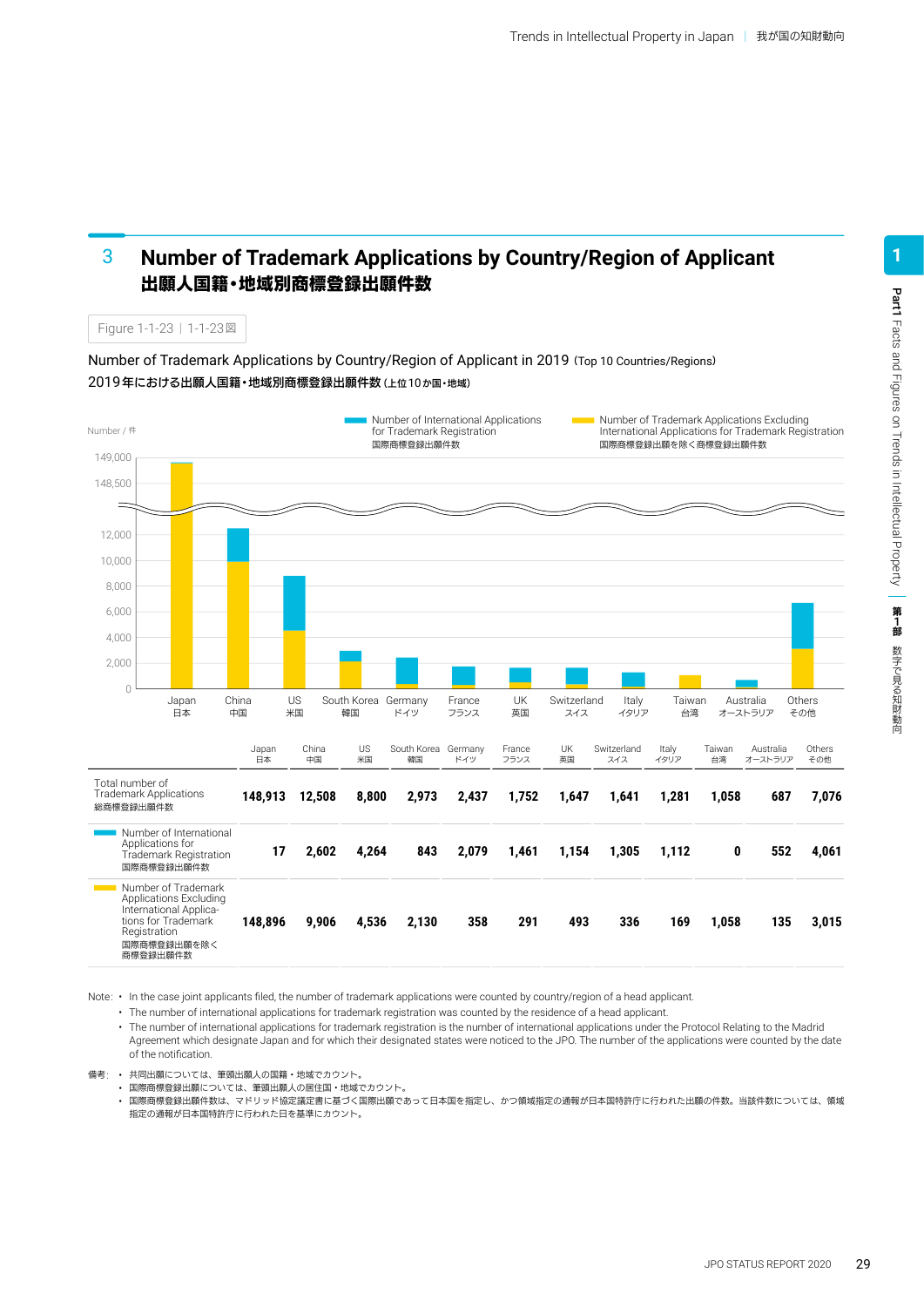## 3 Number of Trademark Applications by Country/Region of Applicant
## 出願人国籍・地域別商標登録出願件数

Figure 1-1-23 | 1-1-23図

Number of Trademark Applications by Country/Region of Applicant in 2019 (Top 10 Countries/Regions)
2019年における出願人国籍・地域別商標登録出願件数 (上位10か国・地域)

| | Japan 日本 | China 中国 | US 米国 | South Korea 韓国 | Germany ドイツ | France フランス | UK 英国 | Switzerland スイス | Italy イタリア | Taiwan 台湾 | Australia オーストラリア | Others その他 |
|---|---|---|---|---|---|---|---|---|---|---|---|---|
| Total number of Trademark Applications 総商標登録出願件数 | **148,913** | **12,508** | **8,800** | **2,973** | **2,437** | **1,752** | **1,647** | **1,641** | **1,281** | **1,058** | **687** | **7,076** |
| Number of International Applications for Trademark Registration 国際商標登録出願件数 | **17** | **2,602** | **4,264** | **843** | **2,079** | **1,461** | **1,154** | **1,305** | **1,112** | **0** | **552** | **4,061** |
| Number of Trademark Applications Excluding International Applications for Trademark Registration 国際商標登録出願を除く商標登録出願件数 | **148,896** | **9,906** | **4,536** | **2,130** | **358** | **291** | **493** | **336** | **169** | **1,058** | **135** | **3,015** |

Note: • In the case joint applicants filed, the number of trademark applications were counted by country/region of a head applicant.
• The number of international applications for trademark registration was counted by the residence of a head applicant.
• The number of international applications for trademark registration is the number of international applications under the Protocol Relating to the Madrid Agreement which designate Japan and for which their designated states were noticed to the JPO. The number of the applications were counted by the date of the notification.

備考: • 共同出願については、筆頭出願人の国籍・地域でカウント。
• 国際商標登録出願については、筆頭出願人の居住国・地域でカウント。
• 国際商標登録出願件数は、マドリッド協定議定書に基づく国際出願であって日本国を指定し、かつ領域指定の通報が日本国特許庁に行われた出願の件数。当該件数については、領域指定の通報が日本国特許庁に行われた日を基準にカウント。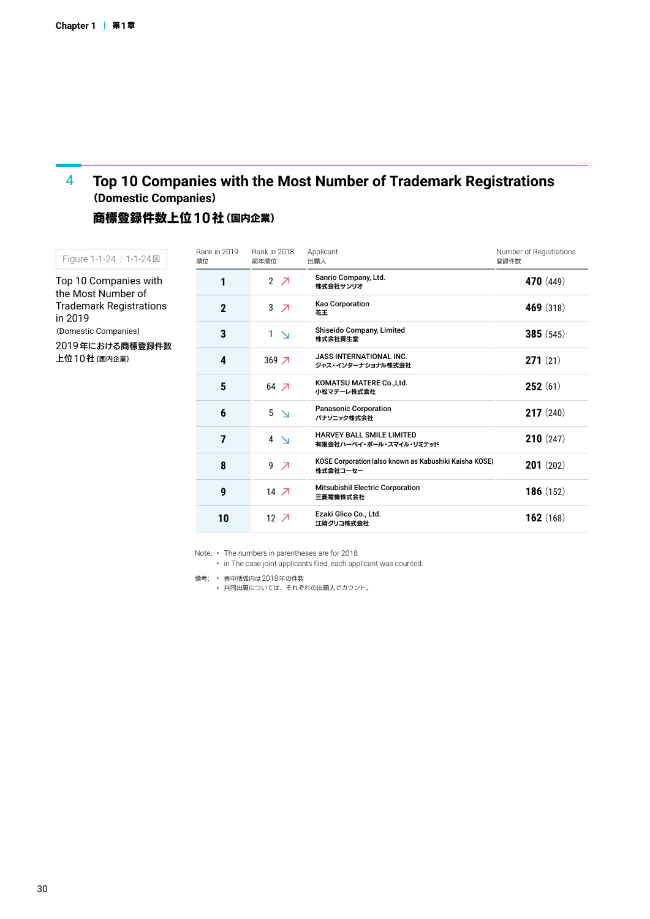## 4 Top 10 Companies with the Most Number of Trademark Registrations (Domestic Companies)

## 商標登録件数上位10社（国内企業）

Figure 1-1-24 | 1-1-24図

Top 10 Companies with the Most Number of Trademark Registrations in 2019 (Domestic Companies)

2019年における商標登録件数上位10社（国内企業）

| Rank in 2019 順位 | Rank in 2018 前年順位 | Applicant 出願人 | Number of Registrations 登録件数 |
|---|---|---|---|
| 1 | 2 ↗ | Sanrio Company, Ltd. 株式会社サンリオ | 470 (449) |
| 2 | 3 ↗ | Kao Corporation 花王 | 469 (318) |
| 3 | 1 ↘ | Shiseido Company, Limited 株式会社資生堂 | 385 (545) |
| 4 | 369 ↗ | JASS INTERNATIONAL INC. ジャス・インターナショナル株式会社 | 271 (21) |
| 5 | 64 ↗ | KOMATSU MATERE Co.,Ltd. 小松マテーレ株式会社 | 252 (61) |
| 6 | 5 ↘ | Panasonic Corporation パナソニック株式会社 | 217 (240) |
| 7 | 4 ↘ | HARVEY BALL SMILE LIMITED 有限会社ハーベイ・ボール・スマイル・リミテッド | 210 (247) |
| 8 | 9 ↗ | KOSE Corporation (also known as Kabushiki Kaisha KOSE) 株式会社コーセー | 201 (202) |
| 9 | 14 ↗ | Mitsubishi Electric Corporation 三菱電機株式会社 | 186 (152) |
| 10 | 12 ↗ | Ezaki Glico Co., Ltd. 江崎グリコ株式会社 | 162 (168) |

Note:
- The numbers in parentheses are for 2018.
- in The case joint applicants filed, each applicant was counted.

備考:
- 表中括弧内は2018年の件数
- 共同出願については、それぞれの出願人でカウント。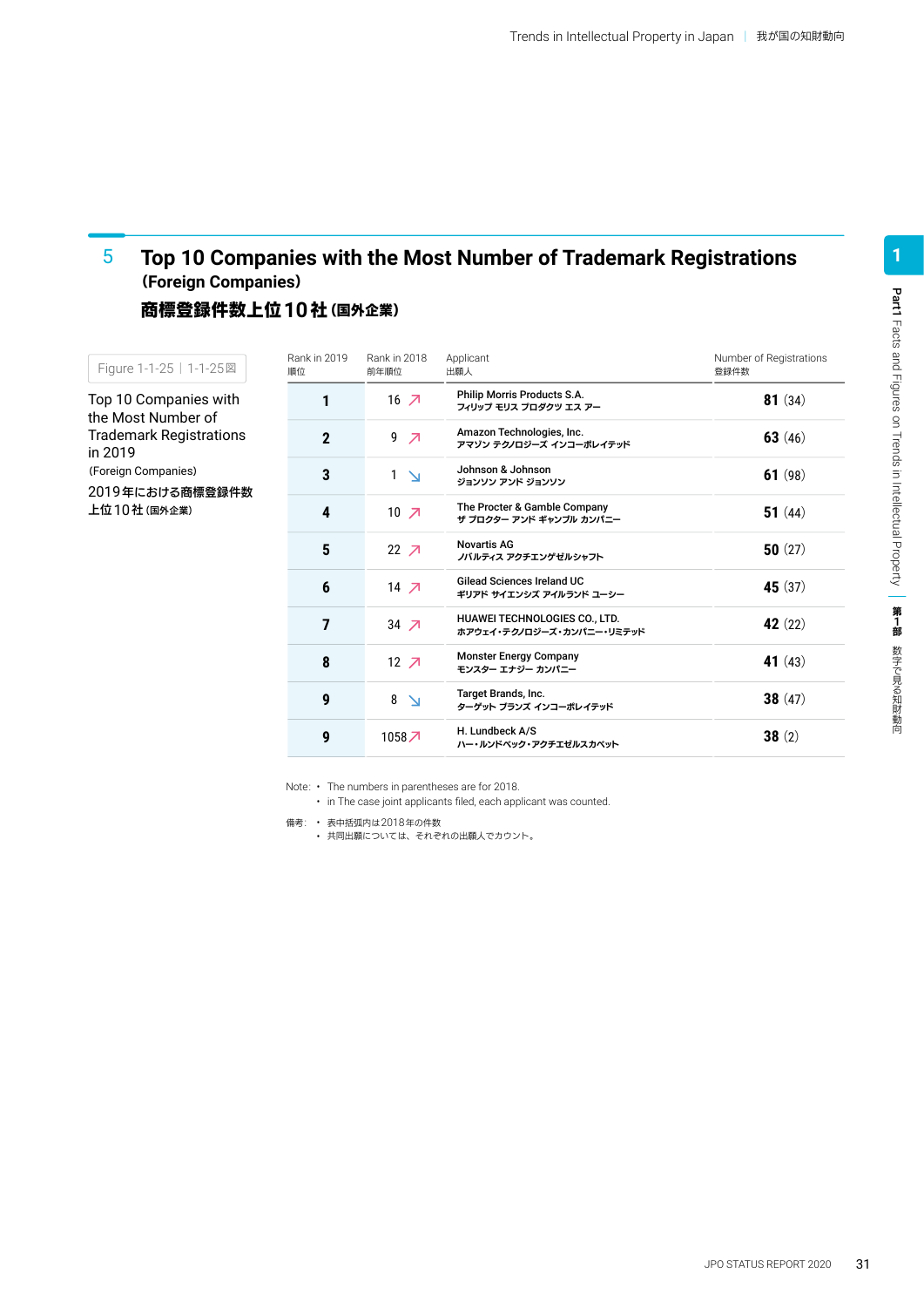## 5 Top 10 Companies with the Most Number of Trademark Registrations (Foreign Companies)

### 商標登録件数上位10社（国外企業）

Figure 1-1-25 | 1-1-25図

Top 10 Companies with the Most Number of Trademark Registrations in 2019

(Foreign Companies)

2019年における商標登録件数上位10社（国外企業）

| Rank in 2019 順位 | Rank in 2018 前年順位 | Applicant 出願人 | Number of Registrations 登録件数 |
|---|---|---|---|
| 1 | 16 ↗ | Philip Morris Products S.A.<br>フィリップ モリス プロダクツ エス アー | 81 (34) |
| 2 | 9 ↗ | Amazon Technologies, Inc.<br>アマゾン テクノロジーズ インコーポレイテッド | 63 (46) |
| 3 | 1 ↘ | Johnson & Johnson<br>ジョンソン アンド ジョンソン | 61 (98) |
| 4 | 10 ↗ | The Procter & Gamble Company<br>ザ プロクター アンド ギャンブル カンパニー | 51 (44) |
| 5 | 22 ↗ | Novartis AG<br>ノバルティス アクチエンゲゼルシャフト | 50 (27) |
| 6 | 14 ↗ | Gilead Sciences Ireland UC<br>ギリアド サイエンシズ アイルランド ユーシー | 45 (37) |
| 7 | 34 ↗ | HUAWEI TECHNOLOGIES CO., LTD.<br>ホアウェイ・テクノロジーズ・カンパニー・リミテッド | 42 (22) |
| 8 | 12 ↗ | Monster Energy Company<br>モンスター エナジー カンパニー | 41 (43) |
| 9 | 8 ↘ | Target Brands, Inc.<br>ターゲット ブランズ インコーポレイテッド | 38 (47) |
| 9 | 1058 ↗ | H. Lundbeck A/S<br>ハー・ルンドベック・アクチエゼルスカベット | 38 (2) |

Note:
- The numbers in parentheses are for 2018.
- in The case joint applicants filed, each applicant was counted.

備考:
- 表中括弧内は2018年の件数
- 共同出願については、それぞれの出願人でカウント。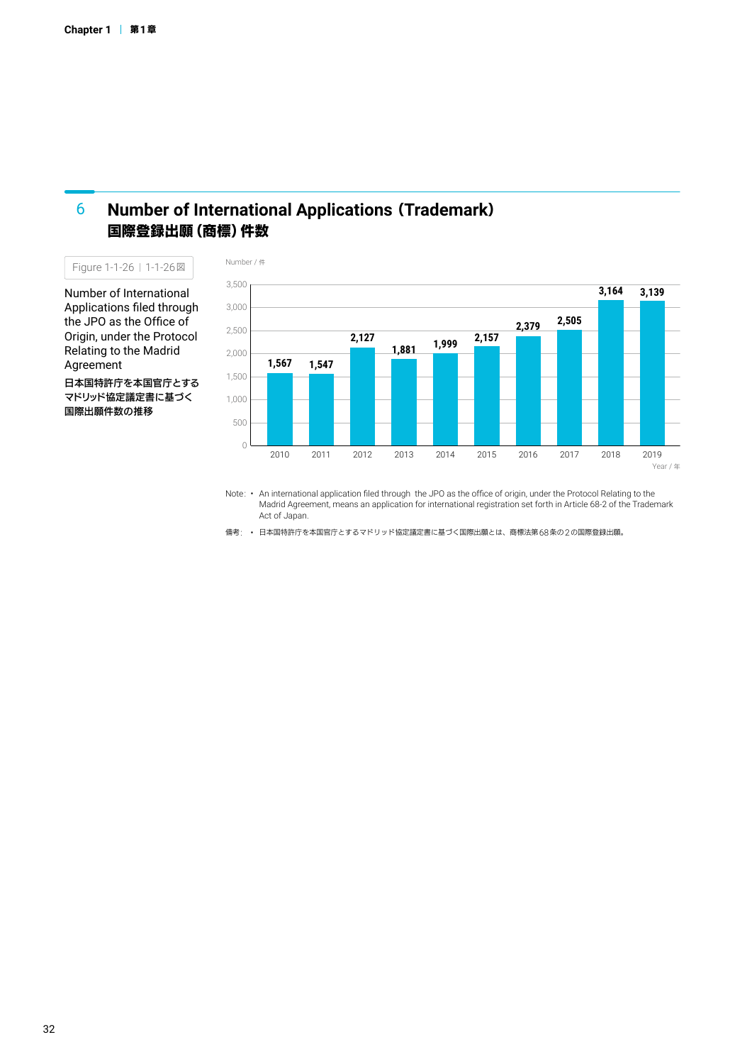## 6 Number of International Applications (Trademark)
## 国際登録出願（商標）件数

Figure 1-1-26 | 1-1-26図

Number of International Applications filed through the JPO as the Office of Origin, under the Protocol Relating to the Madrid Agreement

日本国特許庁を本国官庁とするマドリッド協定議定書に基づく国際出願件数の推移

Number / 件

| Year / 年 | 2010 | 2011 | 2012 | 2013 | 2014 | 2015 | 2016 | 2017 | 2018 | 2019 |
|---|---|---|---|---|---|---|---|---|---|---|
| Number / 件 | 1,567 | 1,547 | 2,127 | 1,881 | 1,999 | 2,157 | 2,379 | 2,505 | 3,164 | 3,139 |

Note: • An international application filed through the JPO as the office of origin, under the Protocol Relating to the Madrid Agreement, means an application for international registration set forth in Article 68-2 of the Trademark Act of Japan.

備考: • 日本国特許庁を本国官庁とするマドリッド協定議定書に基づく国際出願とは、商標法第68条の2の国際登録出願。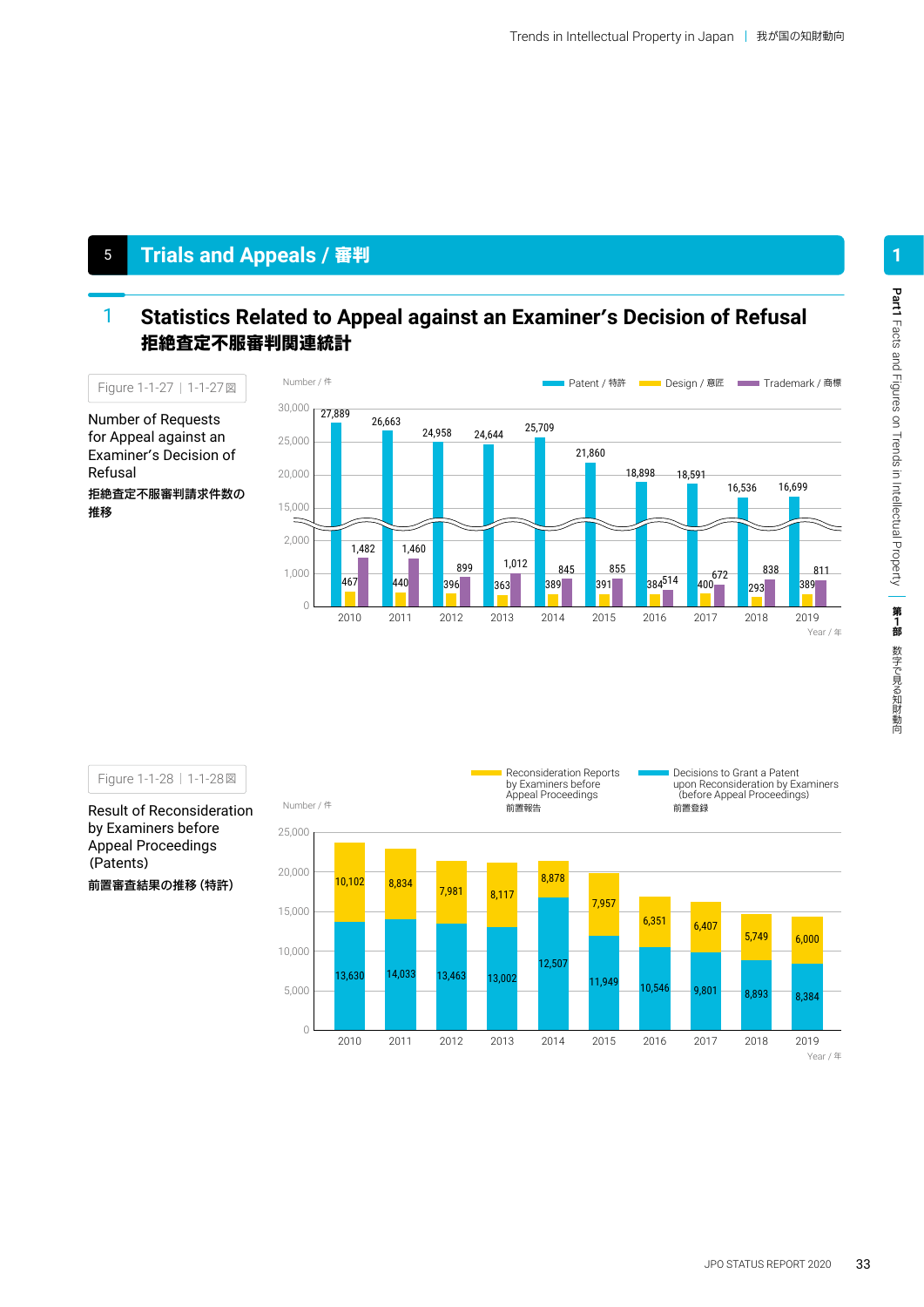## 5 Trials and Appeals / 審判

### 1 Statistics Related to Appeal against an Examiner's Decision of Refusal 拒絶査定不服審判関連統計

Figure 1-1-27 | 1-1-27図

**Number of Requests for Appeal against an Examiner's Decision of Refusal**
**拒絶査定不服審判請求件数の推移**

Number / 件

| Year / 年 | Patent / 特許 | Design / 意匠 | Trademark / 商標 |
|---|---|---|---|
| 2010 | 27,889 | 467 | 1,482 |
| 2011 | 26,663 | 440 | 1,460 |
| 2012 | 24,958 | 396 | 899 |
| 2013 | 24,644 | 363 | 1,012 |
| 2014 | 25,709 | 389 | 845 |
| 2015 | 21,860 | 391 | 855 |
| 2016 | 18,898 | 384 | 514 |
| 2017 | 18,591 | 400 | 672 |
| 2018 | 16,536 | 293 | 838 |
| 2019 | 16,699 | 389 | 811 |

Figure 1-1-28 | 1-1-28図

**Result of Reconsideration by Examiners before Appeal Proceedings (Patents)**
**前置審査結果の推移（特許）**

Number / 件

| Year / 年 | Reconsideration Reports by Examiners before Appeal Proceedings 前置報告 | Decisions to Grant a Patent upon Reconsideration by Examiners (before Appeal Proceedings) 前置登録 |
|---|---|---|
| 2010 | 10,102 | 13,630 |
| 2011 | 8,834 | 14,033 |
| 2012 | 7,981 | 13,463 |
| 2013 | 8,117 | 13,002 |
| 2014 | 8,878 | 12,507 |
| 2015 | 7,957 | 11,949 |
| 2016 | 6,351 | 10,546 |
| 2017 | 6,407 | 9,801 |
| 2018 | 5,749 | 8,893 |
| 2019 | 6,000 | 8,384 |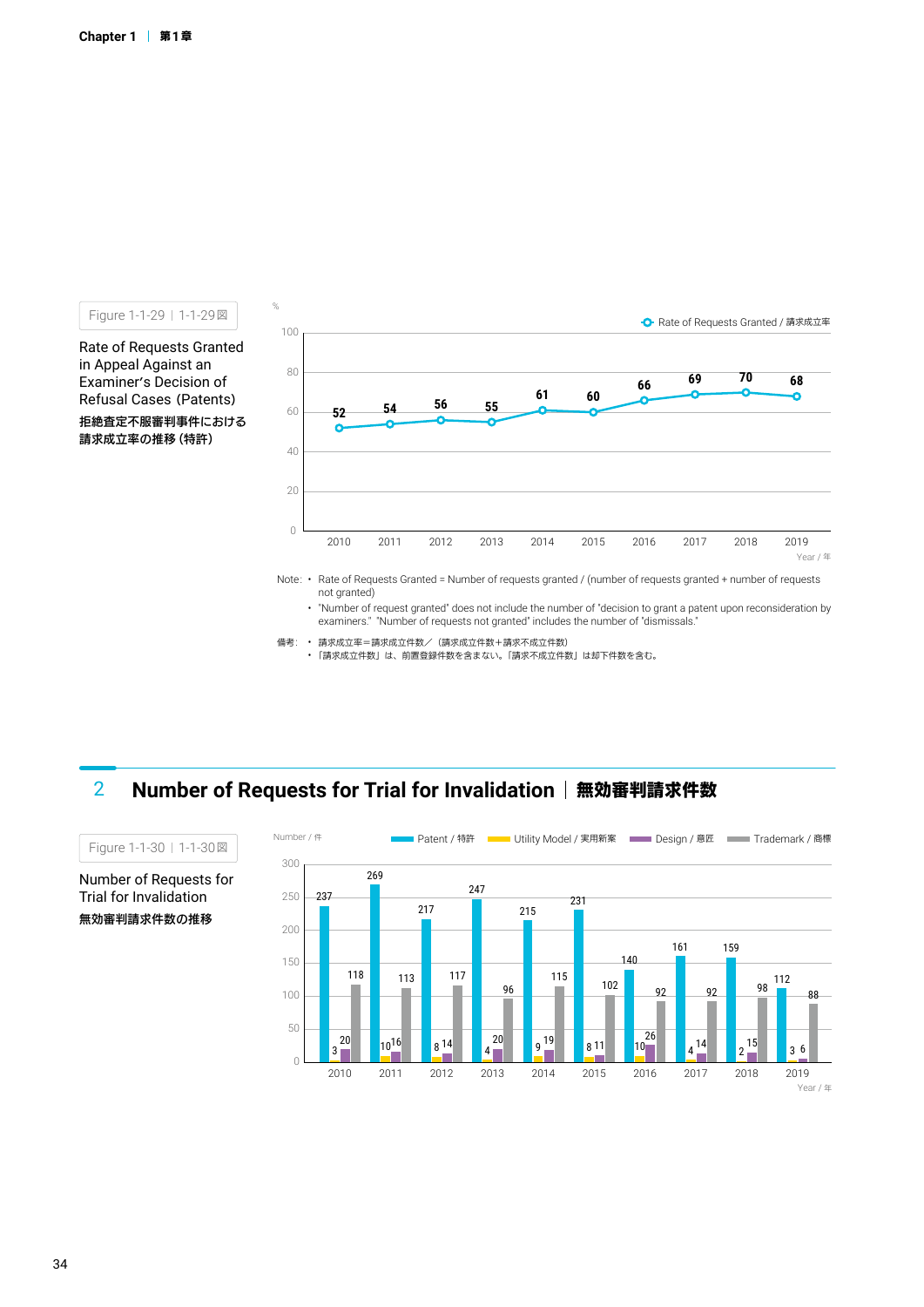Figure 1-1-29 | 1-1-29図

Rate of Requests Granted in Appeal Against an Examiner's Decision of Refusal Cases (Patents)

**拒絶査定不服審判事件における請求成立率の推移（特許）**

| Year / 年 | 2010 | 2011 | 2012 | 2013 | 2014 | 2015 | 2016 | 2017 | 2018 | 2019 |
|---|---|---|---|---|---|---|---|---|---|---|
| Rate of Requests Granted / 請求成立率 (%) | 52 | 54 | 56 | 55 | 61 | 60 | 66 | 69 | 70 | 68 |

Note:
- Rate of Requests Granted = Number of requests granted / (number of requests granted + number of requests not granted)
- "Number of request granted" does not include the number of "decision to grant a patent upon reconsideration by examiners." "Number of requests not granted" includes the number of "dismissals."

備考:
- 請求成立率＝請求成立件数／（請求成立件数＋請求不成立件数）
- 「請求成立件数」は、前置登録件数を含まない。「請求不成立件数」は却下件数を含む。

## 2 Number of Requests for Trial for Invalidation | 無効審判請求件数

Figure 1-1-30 | 1-1-30図

Number of Requests for Trial for Invalidation

**無効審判請求件数の推移**

Number / 件

| Year / 年 | 2010 | 2011 | 2012 | 2013 | 2014 | 2015 | 2016 | 2017 | 2018 | 2019 |
|---|---|---|---|---|---|---|---|---|---|---|
| Patent / 特許 | 237 | 269 | 217 | 247 | 215 | 231 | 140 | 161 | 159 | 112 |
| Utility Model / 実用新案 | 3 | 10 | 8 | 4 | 9 | 8 | 10 | 4 | 2 | 3 |
| Design / 意匠 | 20 | 16 | 14 | 20 | 19 | 11 | 26 | 14 | 15 | 6 |
| Trademark / 商標 | 118 | 113 | 117 | 96 | 115 | 102 | 92 | 92 | 98 | 88 |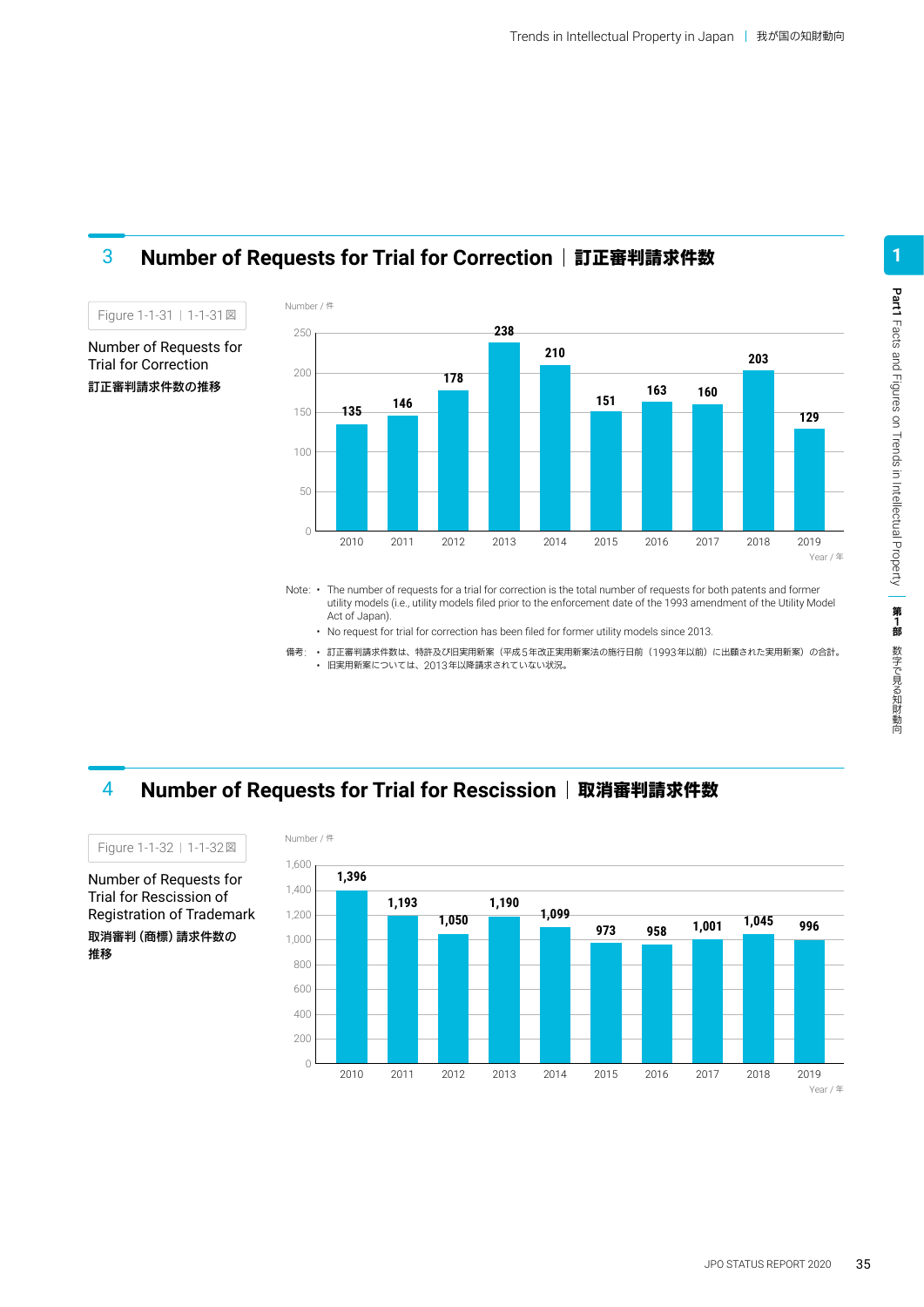## 3 Number of Requests for Trial for Correction | 訂正審判請求件数

Figure 1-1-31 | 1-1-31図

Number of Requests for Trial for Correction

**訂正審判請求件数の推移**

| Year / 年 | 2010 | 2011 | 2012 | 2013 | 2014 | 2015 | 2016 | 2017 | 2018 | 2019 |
|---|---|---|---|---|---|---|---|---|---|---|
| Number / 件 | 135 | 146 | 178 | 238 | 210 | 151 | 163 | 160 | 203 | 129 |

Note:
- The number of requests for a trial for correction is the total number of requests for both patents and former utility models (i.e., utility models filed prior to the enforcement date of the 1993 amendment of the Utility Model Act of Japan).
- No request for trial for correction has been filed for former utility models since 2013.

備考:
- 訂正審判請求件数は、特許及び旧実用新案（平成5年改正実用新案法の施行日前（1993年以前）に出願された実用新案）の合計。
- 旧実用新案については、2013年以降請求されていない状況。

## 4 Number of Requests for Trial for Rescission | 取消審判請求件数

Figure 1-1-32 | 1-1-32図

Number of Requests for Trial for Rescission of Registration of Trademark

**取消審判（商標）請求件数の推移**

| Year / 年 | 2010 | 2011 | 2012 | 2013 | 2014 | 2015 | 2016 | 2017 | 2018 | 2019 |
|---|---|---|---|---|---|---|---|---|---|---|
| Number / 件 | 1,396 | 1,193 | 1,050 | 1,190 | 1,099 | 973 | 958 | 1,001 | 1,045 | 996 |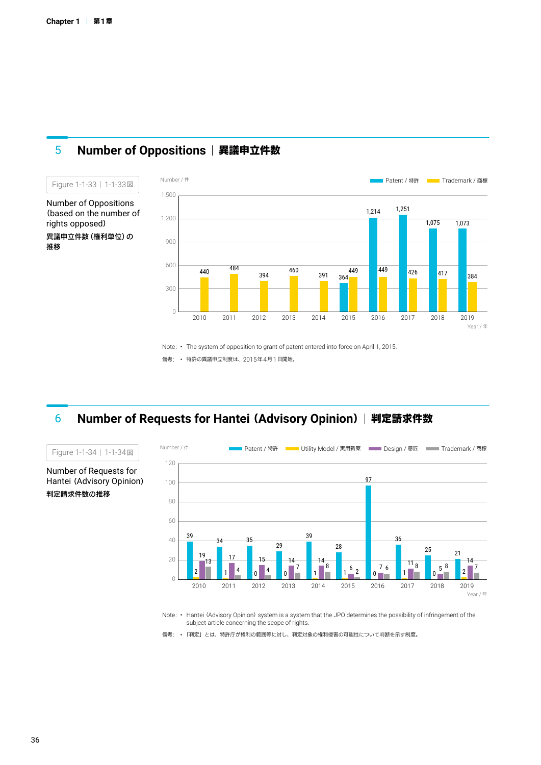## 5 Number of Oppositions | 異議申立件数

Figure 1-1-33 | 1-1-33図

Number of Oppositions (based on the number of rights opposed)

**異議申立件数（権利単位）の推移**

Number / 件

| Year / 年 | Patent / 特許 | Trademark / 商標 |
|---|---|---|
| 2010 | | 440 |
| 2011 | | 484 |
| 2012 | | 394 |
| 2013 | | 460 |
| 2014 | | 391 |
| 2015 | 364 | 449 |
| 2016 | 1,214 | 449 |
| 2017 | 1,251 | 426 |
| 2018 | 1,075 | 417 |
| 2019 | 1,073 | 384 |

Note: • The system of opposition to grant of patent entered into force on April 1, 2015.

備考: • 特許の異議申立制度は、2015年4月1日開始。

## 6 Number of Requests for Hantei (Advisory Opinion) | 判定請求件数

Figure 1-1-34 | 1-1-34図

Number of Requests for Hantei (Advisory Opinion)

**判定請求件数の推移**

Number / 件

| Year / 年 | Patent / 特許 | Utility Model / 実用新案 | Design / 意匠 | Trademark / 商標 |
|---|---|---|---|---|
| 2010 | 39 | 2 | 19 | 13 |
| 2011 | 34 | 1 | 17 | 4 |
| 2012 | 35 | 0 | 15 | 4 |
| 2013 | 29 | 0 | 14 | 7 |
| 2014 | 39 | 1 | 14 | 8 |
| 2015 | 28 | 1 | 6 | 2 |
| 2016 | 97 | 0 | 7 | 6 |
| 2017 | 36 | 1 | 11 | 8 |
| 2018 | 25 | 0 | 5 | 8 |
| 2019 | 21 | 2 | 14 | 7 |

Note: • Hantei (Advisory Opinion) system is a system that the JPO determines the possibility of infringement of the subject article concerning the scope of rights.

備考: • 「判定」とは、特許庁が権利の範囲等に対し、判定対象の権利侵害の可能性について判断を示す制度。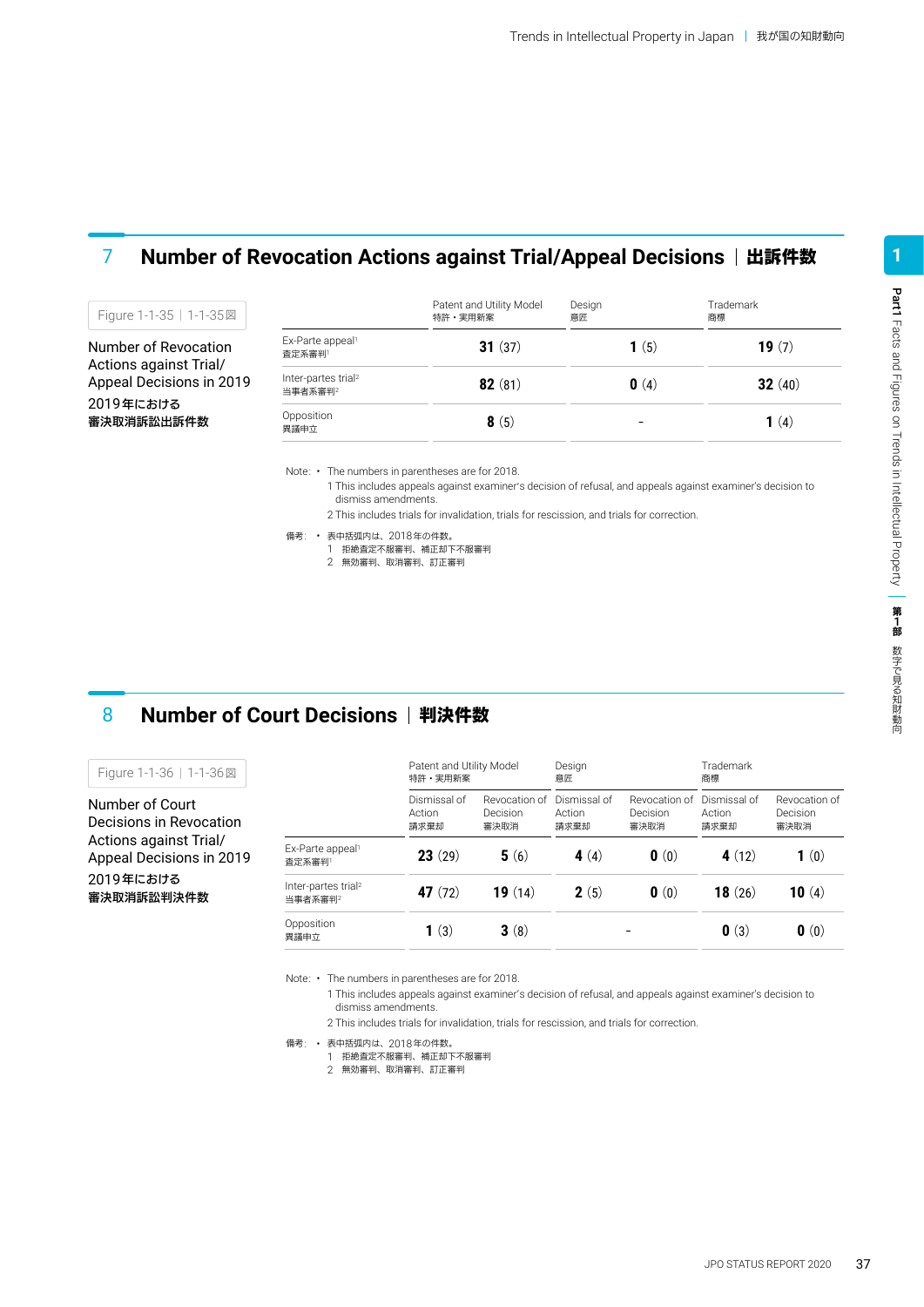## 7 Number of Revocation Actions against Trial/Appeal Decisions | 出訴件数

Figure 1-1-35 | 1-1-35図

Number of Revocation Actions against Trial/Appeal Decisions in 2019

2019年における審決取消訴訟出訴件数

| | Patent and Utility Model 特許・実用新案 | Design 意匠 | Trademark 商標 |
|---|---|---|---|
| Ex-Parte appeal[1] 査定系審判[1] | **31** (37) | **1** (5) | **19** (7) |
| Inter-partes trial[2] 当事者系審判[2] | **82** (81) | **0** (4) | **32** (40) |
| Opposition 異議申立 | **8** (5) | - | **1** (4) |

Note: • The numbers in parentheses are for 2018.
1 This includes appeals against examiner's decision of refusal, and appeals against examiner's decision to dismiss amendments.
2 This includes trials for invalidation, trials for rescission, and trials for correction.

備考: • 表中括弧内は、2018年の件数。
1 拒絶査定不服審判、補正却下不服審判
2 無効審判、取消審判、訂正審判

## 8 Number of Court Decisions | 判決件数

Figure 1-1-36 | 1-1-36図

Number of Court Decisions in Revocation Actions against Trial/Appeal Decisions in 2019

2019年における審決取消訴訟判決件数

| | Patent and Utility Model 特許・実用新案 | | Design 意匠 | | Trademark 商標 | |
|---|---|---|---|---|---|---|
| | Dismissal of Action 請求棄却 | Revocation of Decision 審決取消 | Dismissal of Action 請求棄却 | Revocation of Decision 審決取消 | Dismissal of Action 請求棄却 | Revocation of Decision 審決取消 |
| Ex-Parte appeal[1] 査定系審判[1] | **23** (29) | **5** (6) | **4** (4) | **0** (0) | **4** (12) | **1** (0) |
| Inter-partes trial[2] 当事者系審判[2] | **47** (72) | **19** (14) | **2** (5) | **0** (0) | **18** (26) | **10** (4) |
| Opposition 異議申立 | **1** (3) | **3** (8) | - | | **0** (3) | **0** (0) |

Note: • The numbers in parentheses are for 2018.
1 This includes appeals against examiner's decision of refusal, and appeals against examiner's decision to dismiss amendments.
2 This includes trials for invalidation, trials for rescission, and trials for correction.

備考: • 表中括弧内は、2018年の件数。
1 拒絶査定不服審判、補正却下不服審判
2 無効審判、取消審判、訂正審判